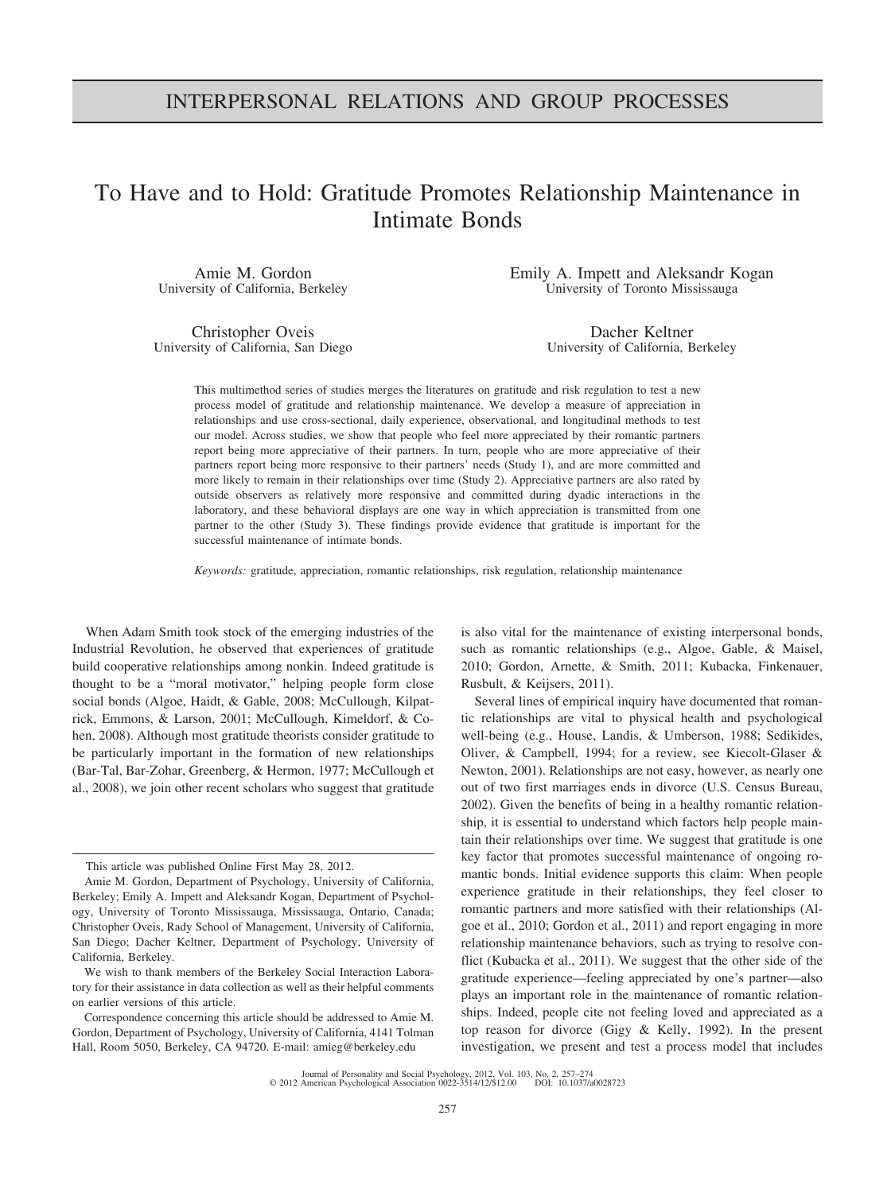INTERPERSONAL RELATIONS AND GROUP PROCESSES

# To Have and to Hold: Gratitude Promotes Relationship Maintenance in Intimate Bonds

Amie M. Gordon
University of California, Berkeley

Emily A. Impett and Aleksandr Kogan
University of Toronto Mississauga

Christopher Oveis
University of California, San Diego

Dacher Keltner
University of California, Berkeley

This multimethod series of studies merges the literatures on gratitude and risk regulation to test a new process model of gratitude and relationship maintenance. We develop a measure of appreciation in relationships and use cross-sectional, daily experience, observational, and longitudinal methods to test our model. Across studies, we show that people who feel more appreciated by their romantic partners report being more appreciative of their partners. In turn, people who are more appreciative of their partners report being more responsive to their partners' needs (Study 1), and are more committed and more likely to remain in their relationships over time (Study 2). Appreciative partners are also rated by outside observers as relatively more responsive and committed during dyadic interactions in the laboratory, and these behavioral displays are one way in which appreciation is transmitted from one partner to the other (Study 3). These findings provide evidence that gratitude is important for the successful maintenance of intimate bonds.

*Keywords:* gratitude, appreciation, romantic relationships, risk regulation, relationship maintenance

When Adam Smith took stock of the emerging industries of the Industrial Revolution, he observed that experiences of gratitude build cooperative relationships among nonkin. Indeed gratitude is thought to be a "moral motivator," helping people form close social bonds (Algoe, Haidt, & Gable, 2008; McCullough, Kilpatrick, Emmons, & Larson, 2001; McCullough, Kimeldorf, & Cohen, 2008). Although most gratitude theorists consider gratitude to be particularly important in the formation of new relationships (Bar-Tal, Bar-Zohar, Greenberg, & Hermon, 1977; McCullough et al., 2008), we join other recent scholars who suggest that gratitude is also vital for the maintenance of existing interpersonal bonds, such as romantic relationships (e.g., Algoe, Gable, & Maisel, 2010; Gordon, Arnette, & Smith, 2011; Kubacka, Finkenauer, Rusbult, & Keijsers, 2011).

Several lines of empirical inquiry have documented that romantic relationships are vital to physical health and psychological well-being (e.g., House, Landis, & Umberson, 1988; Sedikides, Oliver, & Campbell, 1994; for a review, see Kiecolt-Glaser & Newton, 2001). Relationships are not easy, however, as nearly one out of two first marriages ends in divorce (U.S. Census Bureau, 2002). Given the benefits of being in a healthy romantic relationship, it is essential to understand which factors help people maintain their relationships over time. We suggest that gratitude is one key factor that promotes successful maintenance of ongoing romantic bonds. Initial evidence supports this claim: When people experience gratitude in their relationships, they feel closer to romantic partners and more satisfied with their relationships (Algoe et al., 2010; Gordon et al., 2011) and report engaging in more relationship maintenance behaviors, such as trying to resolve conflict (Kubacka et al., 2011). We suggest that the other side of the gratitude experience—feeling appreciated by one's partner—also plays an important role in the maintenance of romantic relationships. Indeed, people cite not feeling loved and appreciated as a top reason for divorce (Gigy & Kelly, 1992). In the present investigation, we present and test a process model that includes

This article was published Online First May 28, 2012.

Amie M. Gordon, Department of Psychology, University of California, Berkeley; Emily A. Impett and Aleksandr Kogan, Department of Psychology, University of Toronto Mississauga, Mississauga, Ontario, Canada; Christopher Oveis, Rady School of Management, University of California, San Diego; Dacher Keltner, Department of Psychology, University of California, Berkeley.

We wish to thank members of the Berkeley Social Interaction Laboratory for their assistance in data collection as well as their helpful comments on earlier versions of this article.

Correspondence concerning this article should be addressed to Amie M. Gordon, Department of Psychology, University of California, 4141 Tolman Hall, Room 5050, Berkeley, CA 94720. E-mail: amieg@berkeley.edu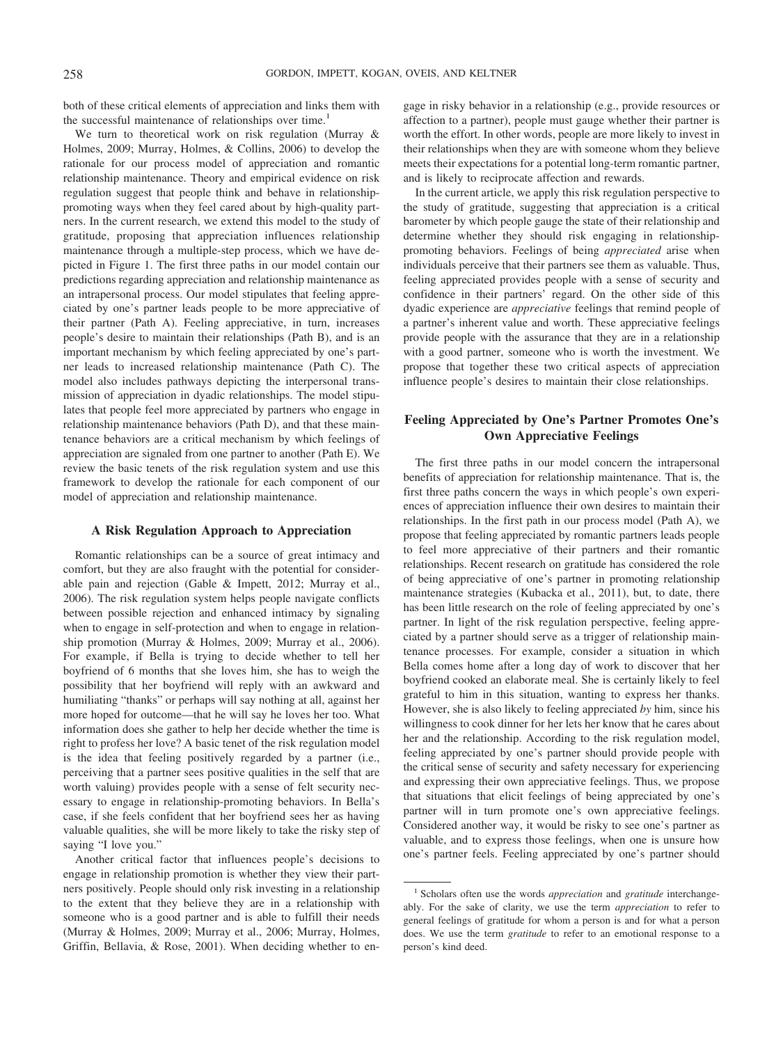both of these critical elements of appreciation and links them with the successful maintenance of relationships over time.[1]

We turn to theoretical work on risk regulation (Murray & Holmes, 2009; Murray, Holmes, & Collins, 2006) to develop the rationale for our process model of appreciation and romantic relationship maintenance. Theory and empirical evidence on risk regulation suggest that people think and behave in relationship-promoting ways when they feel cared about by high-quality partners. In the current research, we extend this model to the study of gratitude, proposing that appreciation influences relationship maintenance through a multiple-step process, which we have depicted in Figure 1. The first three paths in our model contain our predictions regarding appreciation and relationship maintenance as an intrapersonal process. Our model stipulates that feeling appreciated by one's partner leads people to be more appreciative of their partner (Path A). Feeling appreciative, in turn, increases people's desire to maintain their relationships (Path B), and is an important mechanism by which feeling appreciated by one's partner leads to increased relationship maintenance (Path C). The model also includes pathways depicting the interpersonal transmission of appreciation in dyadic relationships. The model stipulates that people feel more appreciated by partners who engage in relationship maintenance behaviors (Path D), and that these maintenance behaviors are a critical mechanism by which feelings of appreciation are signaled from one partner to another (Path E). We review the basic tenets of the risk regulation system and use this framework to develop the rationale for each component of our model of appreciation and relationship maintenance.

## A Risk Regulation Approach to Appreciation

Romantic relationships can be a source of great intimacy and comfort, but they are also fraught with the potential for considerable pain and rejection (Gable & Impett, 2012; Murray et al., 2006). The risk regulation system helps people navigate conflicts between possible rejection and enhanced intimacy by signaling when to engage in self-protection and when to engage in relationship promotion (Murray & Holmes, 2009; Murray et al., 2006). For example, if Bella is trying to decide whether to tell her boyfriend of 6 months that she loves him, she has to weigh the possibility that her boyfriend will reply with an awkward and humiliating "thanks" or perhaps will say nothing at all, against her more hoped for outcome—that he will say he loves her too. What information does she gather to help her decide whether the time is right to profess her love? A basic tenet of the risk regulation model is the idea that feeling positively regarded by a partner (i.e., perceiving that a partner sees positive qualities in the self that are worth valuing) provides people with a sense of felt security necessary to engage in relationship-promoting behaviors. In Bella's case, if she feels confident that her boyfriend sees her as having valuable qualities, she will be more likely to take the risky step of saying "I love you."

Another critical factor that influences people's decisions to engage in relationship promotion is whether they view their partners positively. People should only risk investing in a relationship to the extent that they believe they are in a relationship with someone who is a good partner and is able to fulfill their needs (Murray & Holmes, 2009; Murray et al., 2006; Murray, Holmes, Griffin, Bellavia, & Rose, 2001). When deciding whether to engage in risky behavior in a relationship (e.g., provide resources or affection to a partner), people must gauge whether their partner is worth the effort. In other words, people are more likely to invest in their relationships when they are with someone whom they believe meets their expectations for a potential long-term romantic partner, and is likely to reciprocate affection and rewards.

In the current article, we apply this risk regulation perspective to the study of gratitude, suggesting that appreciation is a critical barometer by which people gauge the state of their relationship and determine whether they should risk engaging in relationship-promoting behaviors. Feelings of being *appreciated* arise when individuals perceive that their partners see them as valuable. Thus, feeling appreciated provides people with a sense of security and confidence in their partners' regard. On the other side of this dyadic experience are *appreciative* feelings that remind people of a partner's inherent value and worth. These appreciative feelings provide people with the assurance that they are in a relationship with a good partner, someone who is worth the investment. We propose that together these two critical aspects of appreciation influence people's desires to maintain their close relationships.

## Feeling Appreciated by One's Partner Promotes One's Own Appreciative Feelings

The first three paths in our model concern the intrapersonal benefits of appreciation for relationship maintenance. That is, the first three paths concern the ways in which people's own experiences of appreciation influence their own desires to maintain their relationships. In the first path in our process model (Path A), we propose that feeling appreciated by romantic partners leads people to feel more appreciative of their partners and their romantic relationships. Recent research on gratitude has considered the role of being appreciative of one's partner in promoting relationship maintenance strategies (Kubacka et al., 2011), but, to date, there has been little research on the role of feeling appreciated by one's partner. In light of the risk regulation perspective, feeling appreciated by a partner should serve as a trigger of relationship maintenance processes. For example, consider a situation in which Bella comes home after a long day of work to discover that her boyfriend cooked an elaborate meal. She is certainly likely to feel grateful to him in this situation, wanting to express her thanks. However, she is also likely to feeling appreciated *by* him, since his willingness to cook dinner for her lets her know that he cares about her and the relationship. According to the risk regulation model, feeling appreciated by one's partner should provide people with the critical sense of security and safety necessary for experiencing and expressing their own appreciative feelings. Thus, we propose that situations that elicit feelings of being appreciated by one's partner will in turn promote one's own appreciative feelings. Considered another way, it would be risky to see one's partner as valuable, and to express those feelings, when one is unsure how one's partner feels. Feeling appreciated by one's partner should

[1] Scholars often use the words *appreciation* and *gratitude* interchangeably. For the sake of clarity, we use the term *appreciation* to refer to general feelings of gratitude for whom a person is and for what a person does. We use the term *gratitude* to refer to an emotional response to a person's kind deed.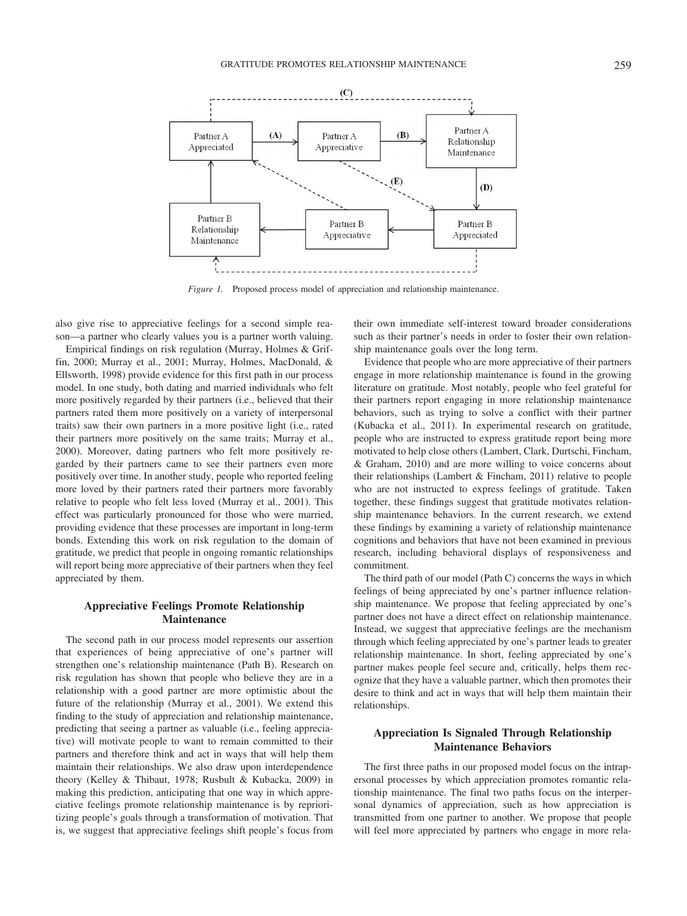Figure 1. Proposed process model of appreciation and relationship maintenance.

also give rise to appreciative feelings for a second simple reason—a partner who clearly values you is a partner worth valuing.

Empirical findings on risk regulation (Murray, Holmes & Griffin, 2000; Murray et al., 2001; Murray, Holmes, MacDonald, & Ellsworth, 1998) provide evidence for this first path in our process model. In one study, both dating and married individuals who felt more positively regarded by their partners (i.e., believed that their partners rated them more positively on a variety of interpersonal traits) saw their own partners in a more positive light (i.e., rated their partners more positively on the same traits; Murray et al., 2000). Moreover, dating partners who felt more positively regarded by their partners came to see their partners even more positively over time. In another study, people who reported feeling more loved by their partners rated their partners more favorably relative to people who felt less loved (Murray et al., 2001). This effect was particularly pronounced for those who were married, providing evidence that these processes are important in long-term bonds. Extending this work on risk regulation to the domain of gratitude, we predict that people in ongoing romantic relationships will report being more appreciative of their partners when they feel appreciated by them.

## Appreciative Feelings Promote Relationship Maintenance

The second path in our process model represents our assertion that experiences of being appreciative of one's partner will strengthen one's relationship maintenance (Path B). Research on risk regulation has shown that people who believe they are in a relationship with a good partner are more optimistic about the future of the relationship (Murray et al., 2001). We extend this finding to the study of appreciation and relationship maintenance, predicting that seeing a partner as valuable (i.e., feeling appreciative) will motivate people to want to remain committed to their partners and therefore think and act in ways that will help them maintain their relationships. We also draw upon interdependence theory (Kelley & Thibaut, 1978; Rusbult & Kubacka, 2009) in making this prediction, anticipating that one way in which appreciative feelings promote relationship maintenance is by reprioritizing people's goals through a transformation of motivation. That is, we suggest that appreciative feelings shift people's focus from their own immediate self-interest toward broader considerations such as their partner's needs in order to foster their own relationship maintenance goals over the long term.

Evidence that people who are more appreciative of their partners engage in more relationship maintenance is found in the growing literature on gratitude. Most notably, people who feel grateful for their partners report engaging in more relationship maintenance behaviors, such as trying to solve a conflict with their partner (Kubacka et al., 2011). In experimental research on gratitude, people who are instructed to express gratitude report being more motivated to help close others (Lambert, Clark, Durtschi, Fincham, & Graham, 2010) and are more willing to voice concerns about their relationships (Lambert & Fincham, 2011) relative to people who are not instructed to express feelings of gratitude. Taken together, these findings suggest that gratitude motivates relationship maintenance behaviors. In the current research, we extend these findings by examining a variety of relationship maintenance cognitions and behaviors that have not been examined in previous research, including behavioral displays of responsiveness and commitment.

The third path of our model (Path C) concerns the ways in which feelings of being appreciated by one's partner influence relationship maintenance. We propose that feeling appreciated by one's partner does not have a direct effect on relationship maintenance. Instead, we suggest that appreciative feelings are the mechanism through which feeling appreciated by one's partner leads to greater relationship maintenance. In short, feeling appreciated by one's partner makes people feel secure and, critically, helps them recognize that they have a valuable partner, which then promotes their desire to think and act in ways that will help them maintain their relationships.

## Appreciation Is Signaled Through Relationship Maintenance Behaviors

The first three paths in our proposed model focus on the intrapersonal processes by which appreciation promotes romantic relationship maintenance. The final two paths focus on the interpersonal dynamics of appreciation, such as how appreciation is transmitted from one partner to another. We propose that people will feel more appreciated by partners who engage in more rela-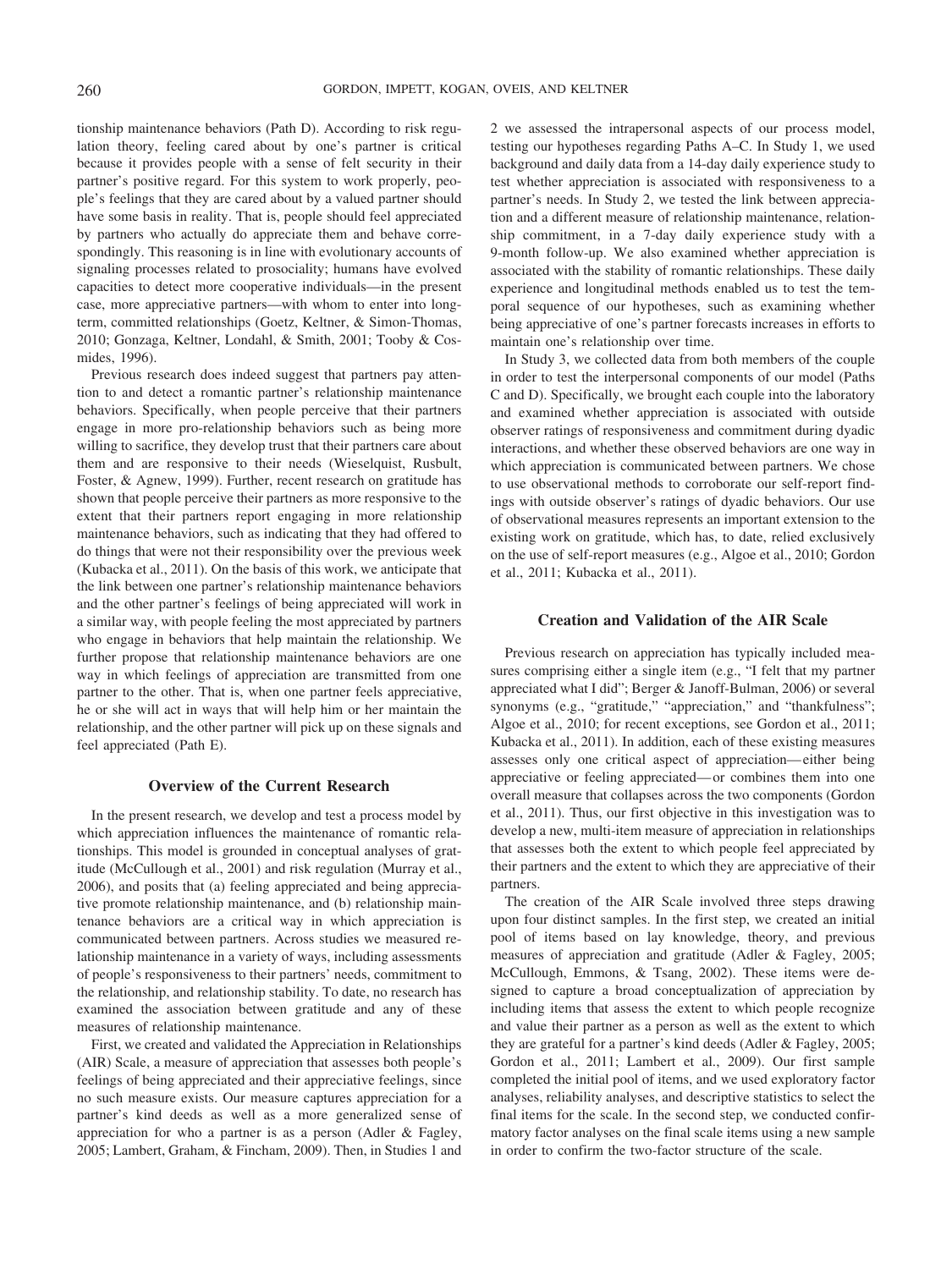tionship maintenance behaviors (Path D). According to risk regulation theory, feeling cared about by one's partner is critical because it provides people with a sense of felt security in their partner's positive regard. For this system to work properly, people's feelings that they are cared about by a valued partner should have some basis in reality. That is, people should feel appreciated by partners who actually do appreciate them and behave correspondingly. This reasoning is in line with evolutionary accounts of signaling processes related to prosociality; humans have evolved capacities to detect more cooperative individuals—in the present case, more appreciative partners—with whom to enter into long-term, committed relationships (Goetz, Keltner, & Simon-Thomas, 2010; Gonzaga, Keltner, Londahl, & Smith, 2001; Tooby & Cosmides, 1996).

Previous research does indeed suggest that partners pay attention to and detect a romantic partner's relationship maintenance behaviors. Specifically, when people perceive that their partners engage in more pro-relationship behaviors such as being more willing to sacrifice, they develop trust that their partners care about them and are responsive to their needs (Wieselquist, Rusbult, Foster, & Agnew, 1999). Further, recent research on gratitude has shown that people perceive their partners as more responsive to the extent that their partners report engaging in more relationship maintenance behaviors, such as indicating that they had offered to do things that were not their responsibility over the previous week (Kubacka et al., 2011). On the basis of this work, we anticipate that the link between one partner's relationship maintenance behaviors and the other partner's feelings of being appreciated will work in a similar way, with people feeling the most appreciated by partners who engage in behaviors that help maintain the relationship. We further propose that relationship maintenance behaviors are one way in which feelings of appreciation are transmitted from one partner to the other. That is, when one partner feels appreciative, he or she will act in ways that will help him or her maintain the relationship, and the other partner will pick up on these signals and feel appreciated (Path E).

## Overview of the Current Research

In the present research, we develop and test a process model by which appreciation influences the maintenance of romantic relationships. This model is grounded in conceptual analyses of gratitude (McCullough et al., 2001) and risk regulation (Murray et al., 2006), and posits that (a) feeling appreciated and being appreciative promote relationship maintenance, and (b) relationship maintenance behaviors are a critical way in which appreciation is communicated between partners. Across studies we measured relationship maintenance in a variety of ways, including assessments of people's responsiveness to their partners' needs, commitment to the relationship, and relationship stability. To date, no research has examined the association between gratitude and any of these measures of relationship maintenance.

First, we created and validated the Appreciation in Relationships (AIR) Scale, a measure of appreciation that assesses both people's feelings of being appreciated and their appreciative feelings, since no such measure exists. Our measure captures appreciation for a partner's kind deeds as well as a more generalized sense of appreciation for who a partner is as a person (Adler & Fagley, 2005; Lambert, Graham, & Fincham, 2009). Then, in Studies 1 and 2 we assessed the intrapersonal aspects of our process model, testing our hypotheses regarding Paths A–C. In Study 1, we used background and daily data from a 14-day daily experience study to test whether appreciation is associated with responsiveness to a partner's needs. In Study 2, we tested the link between appreciation and a different measure of relationship maintenance, relationship commitment, in a 7-day daily experience study with a 9-month follow-up. We also examined whether appreciation is associated with the stability of romantic relationships. These daily experience and longitudinal methods enabled us to test the temporal sequence of our hypotheses, such as examining whether being appreciative of one's partner forecasts increases in efforts to maintain one's relationship over time.

In Study 3, we collected data from both members of the couple in order to test the interpersonal components of our model (Paths C and D). Specifically, we brought each couple into the laboratory and examined whether appreciation is associated with outside observer ratings of responsiveness and commitment during dyadic interactions, and whether these observed behaviors are one way in which appreciation is communicated between partners. We chose to use observational methods to corroborate our self-report findings with outside observer's ratings of dyadic behaviors. Our use of observational measures represents an important extension to the existing work on gratitude, which has, to date, relied exclusively on the use of self-report measures (e.g., Algoe et al., 2010; Gordon et al., 2011; Kubacka et al., 2011).

## Creation and Validation of the AIR Scale

Previous research on appreciation has typically included measures comprising either a single item (e.g., "I felt that my partner appreciated what I did"; Berger & Janoff-Bulman, 2006) or several synonyms (e.g., "gratitude," "appreciation," and "thankfulness"; Algoe et al., 2010; for recent exceptions, see Gordon et al., 2011; Kubacka et al., 2011). In addition, each of these existing measures assesses only one critical aspect of appreciation—either being appreciative or feeling appreciated—or combines them into one overall measure that collapses across the two components (Gordon et al., 2011). Thus, our first objective in this investigation was to develop a new, multi-item measure of appreciation in relationships that assesses both the extent to which people feel appreciated by their partners and the extent to which they are appreciative of their partners.

The creation of the AIR Scale involved three steps drawing upon four distinct samples. In the first step, we created an initial pool of items based on lay knowledge, theory, and previous measures of appreciation and gratitude (Adler & Fagley, 2005; McCullough, Emmons, & Tsang, 2002). These items were designed to capture a broad conceptualization of appreciation by including items that assess the extent to which people recognize and value their partner as a person as well as the extent to which they are grateful for a partner's kind deeds (Adler & Fagley, 2005; Gordon et al., 2011; Lambert et al., 2009). Our first sample completed the initial pool of items, and we used exploratory factor analyses, reliability analyses, and descriptive statistics to select the final items for the scale. In the second step, we conducted confirmatory factor analyses on the final scale items using a new sample in order to confirm the two-factor structure of the scale.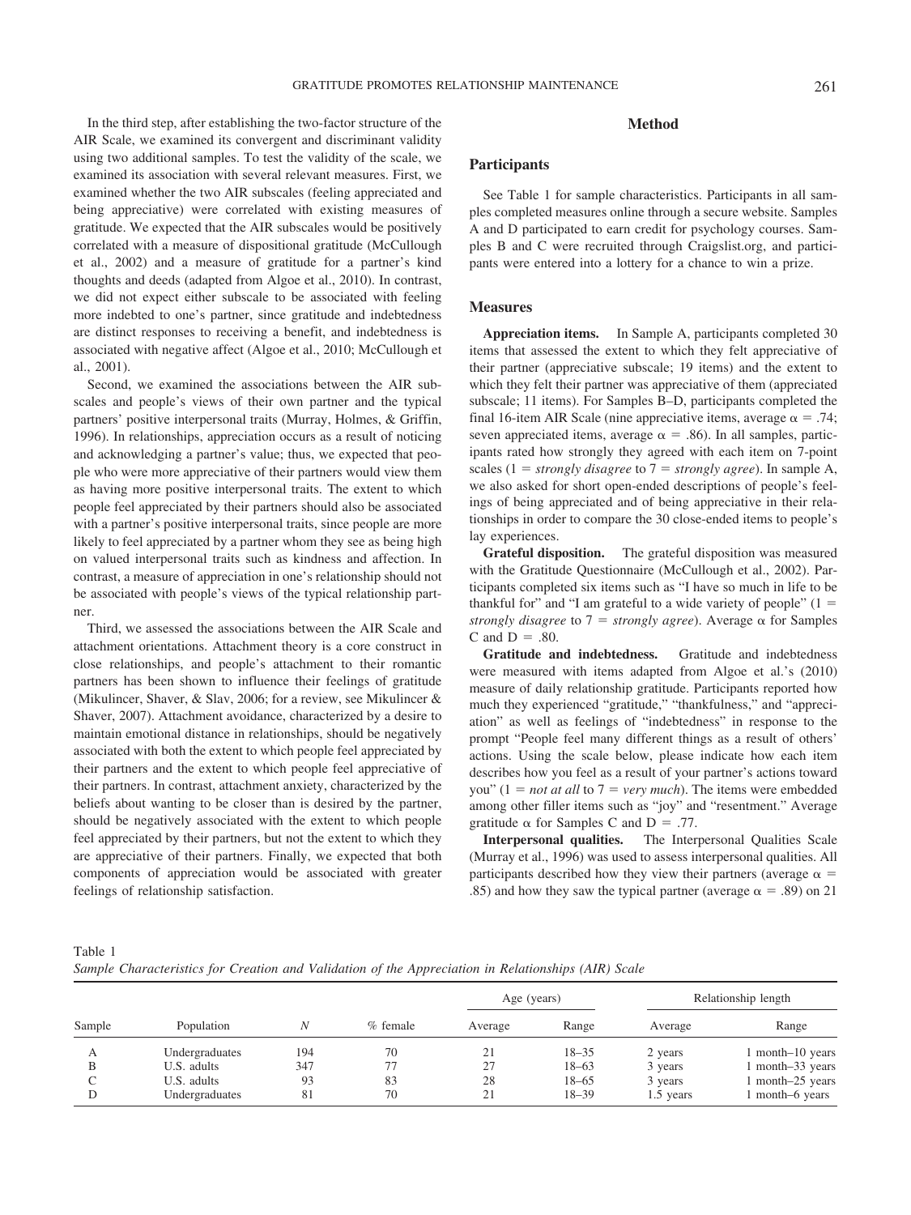In the third step, after establishing the two-factor structure of the AIR Scale, we examined its convergent and discriminant validity using two additional samples. To test the validity of the scale, we examined its association with several relevant measures. First, we examined whether the two AIR subscales (feeling appreciated and being appreciative) were correlated with existing measures of gratitude. We expected that the AIR subscales would be positively correlated with a measure of dispositional gratitude (McCullough et al., 2002) and a measure of gratitude for a partner's kind thoughts and deeds (adapted from Algoe et al., 2010). In contrast, we did not expect either subscale to be associated with feeling more indebted to one's partner, since gratitude and indebtedness are distinct responses to receiving a benefit, and indebtedness is associated with negative affect (Algoe et al., 2010; McCullough et al., 2001).

Second, we examined the associations between the AIR subscales and people's views of their own partner and the typical partners' positive interpersonal traits (Murray, Holmes, & Griffin, 1996). In relationships, appreciation occurs as a result of noticing and acknowledging a partner's value; thus, we expected that people who were more appreciative of their partners would view them as having more positive interpersonal traits. The extent to which people feel appreciated by their partners should also be associated with a partner's positive interpersonal traits, since people are more likely to feel appreciated by a partner whom they see as being high on valued interpersonal traits such as kindness and affection. In contrast, a measure of appreciation in one's relationship should not be associated with people's views of the typical relationship partner.

Third, we assessed the associations between the AIR Scale and attachment orientations. Attachment theory is a core construct in close relationships, and people's attachment to their romantic partners has been shown to influence their feelings of gratitude (Mikulincer, Shaver, & Slav, 2006; for a review, see Mikulincer & Shaver, 2007). Attachment avoidance, characterized by a desire to maintain emotional distance in relationships, should be negatively associated with both the extent to which people feel appreciated by their partners and the extent to which people feel appreciative of their partners. In contrast, attachment anxiety, characterized by the beliefs about wanting to be closer than is desired by the partner, should be negatively associated with the extent to which people feel appreciated by their partners, but not the extent to which they are appreciative of their partners. Finally, we expected that both components of appreciation would be associated with greater feelings of relationship satisfaction.

## Method

### Participants

See Table 1 for sample characteristics. Participants in all samples completed measures online through a secure website. Samples A and D participated to earn credit for psychology courses. Samples B and C were recruited through Craigslist.org, and participants were entered into a lottery for a chance to win a prize.

### Measures

**Appreciation items.** In Sample A, participants completed 30 items that assessed the extent to which they felt appreciative of their partner (appreciative subscale; 19 items) and the extent to which they felt their partner was appreciative of them (appreciated subscale; 11 items). For Samples B–D, participants completed the final 16-item AIR Scale (nine appreciative items, average $\alpha = .74$; seven appreciated items, average $\alpha = .86$). In all samples, participants rated how strongly they agreed with each item on 7-point scales (1 = *strongly disagree* to 7 = *strongly agree*). In sample A, we also asked for short open-ended descriptions of people's feelings of being appreciated and of being appreciative in their relationships in order to compare the 30 close-ended items to people's lay experiences.

**Grateful disposition.** The grateful disposition was measured with the Gratitude Questionnaire (McCullough et al., 2002). Participants completed six items such as "I have so much in life to be thankful for" and "I am grateful to a wide variety of people" (1 = *strongly disagree* to 7 = *strongly agree*). Average $\alpha$ for Samples C and D = .80.

**Gratitude and indebtedness.** Gratitude and indebtedness were measured with items adapted from Algoe et al.'s (2010) measure of daily relationship gratitude. Participants reported how much they experienced "gratitude," "thankfulness," and "appreciation" as well as feelings of "indebtedness" in response to the prompt "People feel many different things as a result of others' actions. Using the scale below, please indicate how each item describes how you feel as a result of your partner's actions toward you" (1 = *not at all* to 7 = *very much*). The items were embedded among other filler items such as "joy" and "resentment." Average gratitude $\alpha$ for Samples C and D = .77.

**Interpersonal qualities.** The Interpersonal Qualities Scale (Murray et al., 1996) was used to assess interpersonal qualities. All participants described how they view their partners (average $\alpha$ = .85) and how they saw the typical partner (average $\alpha = .89$) on 21

Table 1
*Sample Characteristics for Creation and Validation of the Appreciation in Relationships (AIR) Scale*

| Sample | Population | $N$ | % female | Age (years) | | Relationship length | |
|---|---|---|---|---|---|---|---|
| | | | | Average | Range | Average | Range |
| A | Undergraduates | 194 | 70 | 21 | 18–35 | 2 years | 1 month–10 years |
| B | U.S. adults | 347 | 77 | 27 | 18–63 | 3 years | 1 month–33 years |
| C | U.S. adults | 93 | 83 | 28 | 18–65 | 3 years | 1 month–25 years |
| D | Undergraduates | 81 | 70 | 21 | 18–39 | 1.5 years | 1 month–6 years |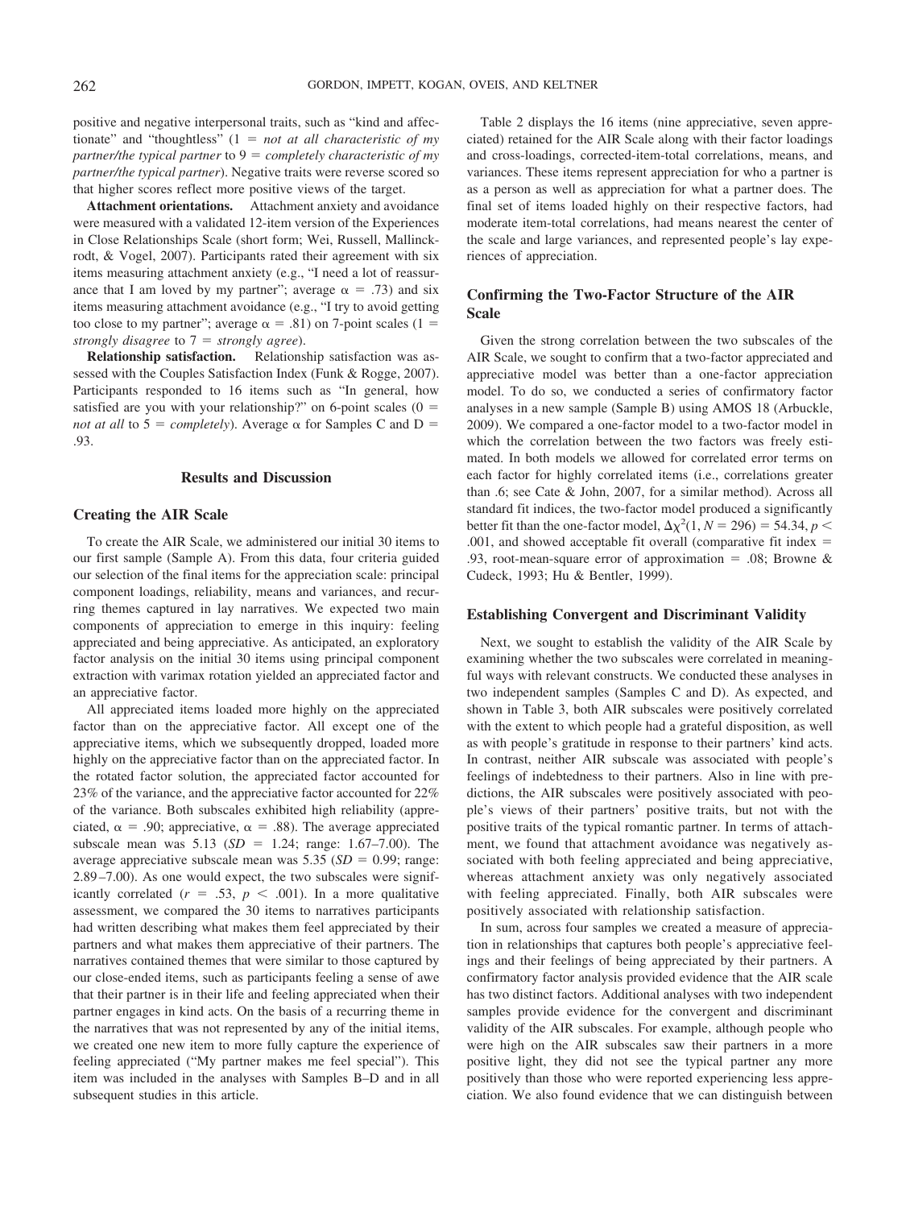positive and negative interpersonal traits, such as "kind and affectionate" and "thoughtless" (1 = *not at all characteristic of my partner/the typical partner* to 9 = *completely characteristic of my partner/the typical partner*). Negative traits were reverse scored so that higher scores reflect more positive views of the target.

**Attachment orientations.** Attachment anxiety and avoidance were measured with a validated 12-item version of the Experiences in Close Relationships Scale (short form; Wei, Russell, Mallinckrodt, & Vogel, 2007). Participants rated their agreement with six items measuring attachment anxiety (e.g., "I need a lot of reassurance that I am loved by my partner"; average $\alpha = .73$) and six items measuring attachment avoidance (e.g., "I try to avoid getting too close to my partner"; average $\alpha = .81$) on 7-point scales (1 = *strongly disagree* to 7 = *strongly agree*).

**Relationship satisfaction.** Relationship satisfaction was assessed with the Couples Satisfaction Index (Funk & Rogge, 2007). Participants responded to 16 items such as "In general, how satisfied are you with your relationship?" on 6-point scales (0 = *not at all* to 5 = *completely*). Average $\alpha$ for Samples C and D = .93.

## Results and Discussion

### Creating the AIR Scale

To create the AIR Scale, we administered our initial 30 items to our first sample (Sample A). From this data, four criteria guided our selection of the final items for the appreciation scale: principal component loadings, reliability, means and variances, and recurring themes captured in lay narratives. We expected two main components of appreciation to emerge in this inquiry: feeling appreciated and being appreciative. As anticipated, an exploratory factor analysis on the initial 30 items using principal component extraction with varimax rotation yielded an appreciated factor and an appreciative factor.

All appreciated items loaded more highly on the appreciated factor than on the appreciative factor. All except one of the appreciative items, which we subsequently dropped, loaded more highly on the appreciative factor than on the appreciated factor. In the rotated factor solution, the appreciated factor accounted for 23% of the variance, and the appreciative factor accounted for 22% of the variance. Both subscales exhibited high reliability (appreciated, $\alpha = .90$; appreciative, $\alpha = .88$). The average appreciated subscale mean was 5.13 ($SD = 1.24$; range: 1.67–7.00). The average appreciative subscale mean was 5.35 ($SD = 0.99$; range: 2.89–7.00). As one would expect, the two subscales were significantly correlated ($r = .53$, $p < .001$). In a more qualitative assessment, we compared the 30 items to narratives participants had written describing what makes them feel appreciated by their partners and what makes them appreciative of their partners. The narratives contained themes that were similar to those captured by our close-ended items, such as participants feeling a sense of awe that their partner is in their life and feeling appreciated when their partner engages in kind acts. On the basis of a recurring theme in the narratives that was not represented by any of the initial items, we created one new item to more fully capture the experience of feeling appreciated ("My partner makes me feel special"). This item was included in the analyses with Samples B–D and in all subsequent studies in this article.

Table 2 displays the 16 items (nine appreciative, seven appreciated) retained for the AIR Scale along with their factor loadings and cross-loadings, corrected-item-total correlations, means, and variances. These items represent appreciation for who a partner is as a person as well as appreciation for what a partner does. The final set of items loaded highly on their respective factors, had moderate item-total correlations, had means nearest the center of the scale and large variances, and represented people's lay experiences of appreciation.

### Confirming the Two-Factor Structure of the AIR Scale

Given the strong correlation between the two subscales of the AIR Scale, we sought to confirm that a two-factor appreciated and appreciative model was better than a one-factor appreciation model. To do so, we conducted a series of confirmatory factor analyses in a new sample (Sample B) using AMOS 18 (Arbuckle, 2009). We compared a one-factor model to a two-factor model in which the correlation between the two factors was freely estimated. In both models we allowed for correlated error terms on each factor for highly correlated items (i.e., correlations greater than .6; see Cate & John, 2007, for a similar method). Across all standard fit indices, the two-factor model produced a significantly better fit than the one-factor model, $\Delta\chi^2(1, N = 296) = 54.34$, $p < .001$, and showed acceptable fit overall (comparative fit index = .93, root-mean-square error of approximation = .08; Browne & Cudeck, 1993; Hu & Bentler, 1999).

### Establishing Convergent and Discriminant Validity

Next, we sought to establish the validity of the AIR Scale by examining whether the two subscales were correlated in meaningful ways with relevant constructs. We conducted these analyses in two independent samples (Samples C and D). As expected, and shown in Table 3, both AIR subscales were positively correlated with the extent to which people had a grateful disposition, as well as with people's gratitude in response to their partners' kind acts. In contrast, neither AIR subscale was associated with people's feelings of indebtedness to their partners. Also in line with predictions, the AIR subscales were positively associated with people's views of their partners' positive traits, but not with the positive traits of the typical romantic partner. In terms of attachment, we found that attachment avoidance was negatively associated with both feeling appreciated and being appreciative, whereas attachment anxiety was only negatively associated with feeling appreciated. Finally, both AIR subscales were positively associated with relationship satisfaction.

In sum, across four samples we created a measure of appreciation in relationships that captures both people's appreciative feelings and their feelings of being appreciated by their partners. A confirmatory factor analysis provided evidence that the AIR scale has two distinct factors. Additional analyses with two independent samples provide evidence for the convergent and discriminant validity of the AIR subscales. For example, although people who were high on the AIR subscales saw their partners in a more positive light, they did not see the typical partner any more positively than those who were reported experiencing less appreciation. We also found evidence that we can distinguish between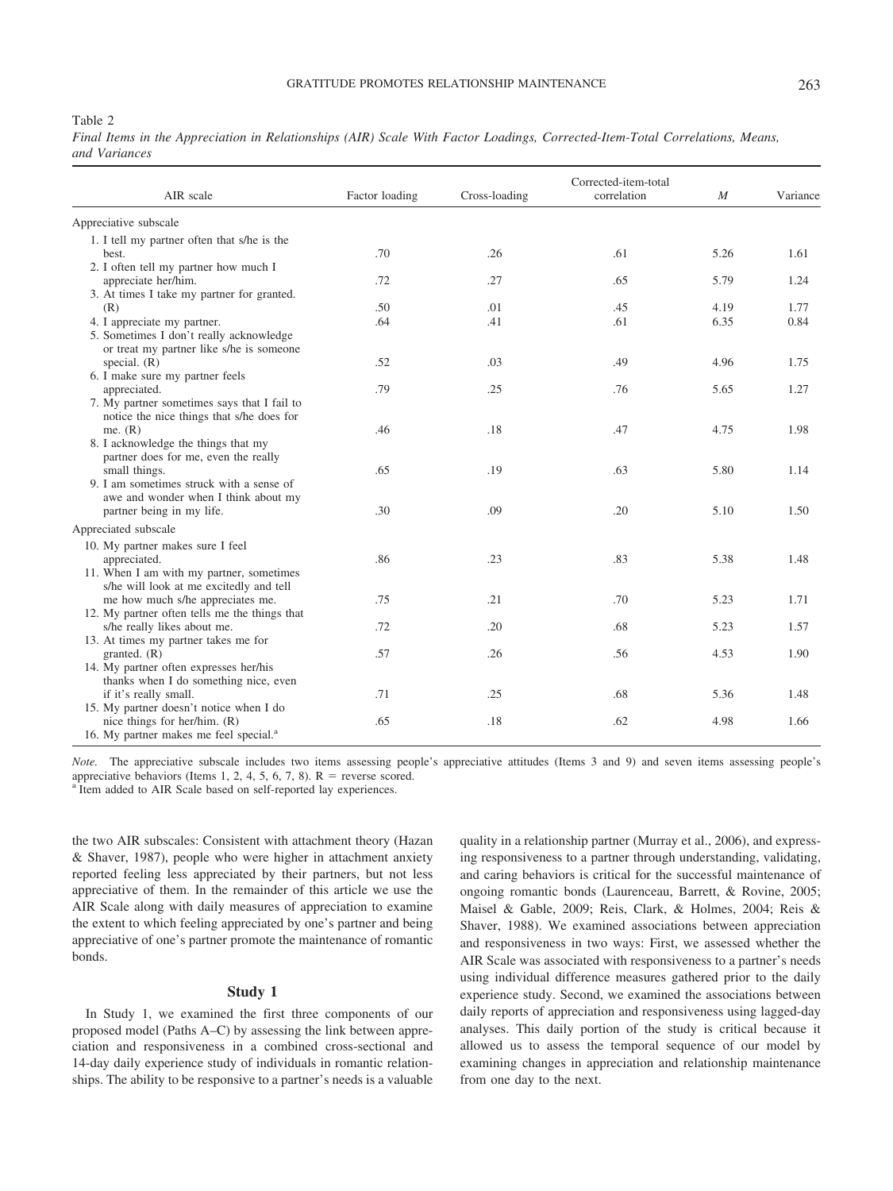Table 2

*Final Items in the Appreciation in Relationships (AIR) Scale With Factor Loadings, Corrected-Item-Total Correlations, Means, and Variances*

| AIR scale | Factor loading | Cross-loading | Corrected-item-total correlation | *M* | Variance |
|---|---|---|---|---|---|
| Appreciative subscale | | | | | |
| 1. I tell my partner often that s/he is the best. | .70 | .26 | .61 | 5.26 | 1.61 |
| 2. I often tell my partner how much I appreciate her/him. | .72 | .27 | .65 | 5.79 | 1.24 |
| 3. At times I take my partner for granted. (R) | .50 | .01 | .45 | 4.19 | 1.77 |
| 4. I appreciate my partner. | .64 | .41 | .61 | 6.35 | 0.84 |
| 5. Sometimes I don't really acknowledge or treat my partner like s/he is someone special. (R) | .52 | .03 | .49 | 4.96 | 1.75 |
| 6. I make sure my partner feels appreciated. | .79 | .25 | .76 | 5.65 | 1.27 |
| 7. My partner sometimes says that I fail to notice the nice things that s/he does for me. (R) | .46 | .18 | .47 | 4.75 | 1.98 |
| 8. I acknowledge the things that my partner does for me, even the really small things. | .65 | .19 | .63 | 5.80 | 1.14 |
| 9. I am sometimes struck with a sense of awe and wonder when I think about my partner being in my life. | .30 | .09 | .20 | 5.10 | 1.50 |
| Appreciated subscale | | | | | |
| 10. My partner makes sure I feel appreciated. | .86 | .23 | .83 | 5.38 | 1.48 |
| 11. When I am with my partner, sometimes s/he will look at me excitedly and tell me how much s/he appreciates me. | .75 | .21 | .70 | 5.23 | 1.71 |
| 12. My partner often tells me the things that s/he really likes about me. | .72 | .20 | .68 | 5.23 | 1.57 |
| 13. At times my partner takes me for granted. (R) | .57 | .26 | .56 | 4.53 | 1.90 |
| 14. My partner often expresses her/his thanks when I do something nice, even if it's really small. | .71 | .25 | .68 | 5.36 | 1.48 |
| 15. My partner doesn't notice when I do nice things for her/him. (R) | .65 | .18 | .62 | 4.98 | 1.66 |
| 16. My partner makes me feel special.[a] | | | | | |

*Note.* The appreciative subscale includes two items assessing people's appreciative attitudes (Items 3 and 9) and seven items assessing people's appreciative behaviors (Items 1, 2, 4, 5, 6, 7, 8). R = reverse scored.
[a] Item added to AIR Scale based on self-reported lay experiences.

the two AIR subscales: Consistent with attachment theory (Hazan & Shaver, 1987), people who were higher in attachment anxiety reported feeling less appreciated by their partners, but not less appreciative of them. In the remainder of this article we use the AIR Scale along with daily measures of appreciation to examine the extent to which feeling appreciated by one's partner and being appreciative of one's partner promote the maintenance of romantic bonds.

## Study 1

In Study 1, we examined the first three components of our proposed model (Paths A–C) by assessing the link between appreciation and responsiveness in a combined cross-sectional and 14-day daily experience study of individuals in romantic relationships. The ability to be responsive to a partner's needs is a valuable quality in a relationship partner (Murray et al., 2006), and expressing responsiveness to a partner through understanding, validating, and caring behaviors is critical for the successful maintenance of ongoing romantic bonds (Laurenceau, Barrett, & Rovine, 2005; Maisel & Gable, 2009; Reis, Clark, & Holmes, 2004; Reis & Shaver, 1988). We examined associations between appreciation and responsiveness in two ways: First, we assessed whether the AIR Scale was associated with responsiveness to a partner's needs using individual difference measures gathered prior to the daily experience study. Second, we examined the associations between daily reports of appreciation and responsiveness using lagged-day analyses. This daily portion of the study is critical because it allowed us to assess the temporal sequence of our model by examining changes in appreciation and relationship maintenance from one day to the next.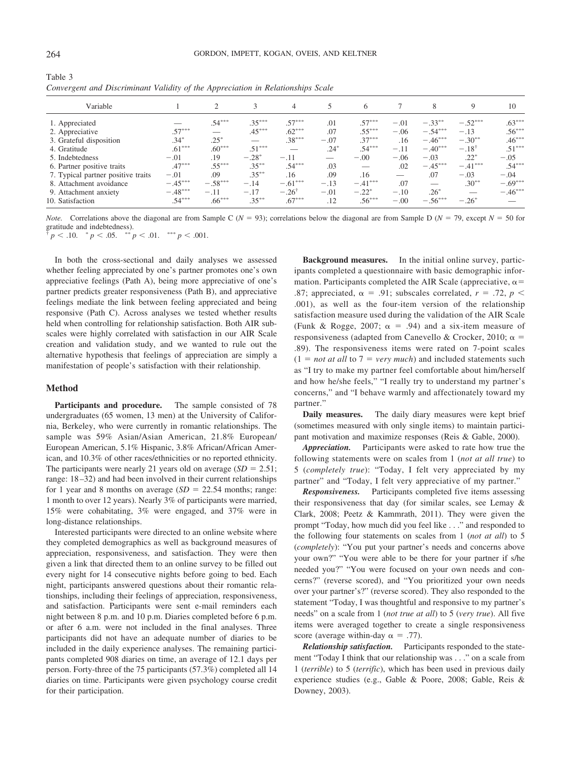Table 3

*Convergent and Discriminant Validity of the Appreciation in Relationships Scale*

| Variable | 1 | 2 | 3 | 4 | 5 | 6 | 7 | 8 | 9 | 10 |
|---|---|---|---|---|---|---|---|---|---|---|
| 1. Appreciated | — | .54*** | .35*** | .57*** | .01 | .57*** | −.01 | −.33** | −.52*** | .63*** |
| 2. Appreciative | .57*** | — | .45*** | .62*** | .07 | .55*** | −.06 | −.54*** | −.13 | .56*** |
| 3. Grateful disposition | .34* | .25* | — | .38*** | −.07 | .37*** | .16 | −.46*** | −.30** | .46*** |
| 4. Gratitude | .61*** | .60*** | .51*** | — | .24* | .54*** | −.11 | −.40*** | −.18† | .51*** |
| 5. Indebtedness | −.01 | .19 | −.28* | −.11 | — | −.00 | −.06 | −.03 | .22* | −.05 |
| 6. Partner positive traits | .47*** | .55*** | .35** | .54*** | .03 | — | .02 | −.45*** | −.41*** | .54*** |
| 7. Typical partner positive traits | −.01 | .09 | .35** | .16 | .09 | .16 | — | .07 | −.03 | −.04 |
| 8. Attachment avoidance | −.45*** | −.58*** | −.14 | −.61*** | −.13 | −.41*** | .07 | — | .30** | −.69*** |
| 9. Attachment anxiety | −.48*** | −.11 | −.17 | −.26† | −.01 | −.22* | −.10 | .26* | — | −.46*** |
| 10. Satisfaction | .54*** | .66*** | .35** | .67*** | .12 | .56*** | −.00 | −.56*** | −.26* | — |

*Note.* Correlations above the diagonal are from Sample C ($N = 93$); correlations below the diagonal are from Sample D ($N = 79$, except $N = 50$ for gratitude and indebtedness).
† $p < .10$. * $p < .05$. ** $p < .01$. *** $p < .001$.

In both the cross-sectional and daily analyses we assessed whether feeling appreciated by one's partner promotes one's own appreciative feelings (Path A), being more appreciative of one's partner predicts greater responsiveness (Path B), and appreciative feelings mediate the link between feeling appreciated and being responsive (Path C). Across analyses we tested whether results held when controlling for relationship satisfaction. Both AIR subscales were highly correlated with satisfaction in our AIR Scale creation and validation study, and we wanted to rule out the alternative hypothesis that feelings of appreciation are simply a manifestation of people's satisfaction with their relationship.

### Method

**Participants and procedure.** The sample consisted of 78 undergraduates (65 women, 13 men) at the University of California, Berkeley, who were currently in romantic relationships. The sample was 59% Asian/Asian American, 21.8% European/European American, 5.1% Hispanic, 3.8% African/African American, and 10.3% of other races/ethnicities or no reported ethnicity. The participants were nearly 21 years old on average ($SD = 2.51$; range: 18–32) and had been involved in their current relationships for 1 year and 8 months on average ($SD = 22.54$ months; range: 1 month to over 12 years). Nearly 3% of participants were married, 15% were cohabitating, 3% were engaged, and 37% were in long-distance relationships.

Interested participants were directed to an online website where they completed demographics as well as background measures of appreciation, responsiveness, and satisfaction. They were then given a link that directed them to an online survey to be filled out every night for 14 consecutive nights before going to bed. Each night, participants answered questions about their romantic relationships, including their feelings of appreciation, responsiveness, and satisfaction. Participants were sent e-mail reminders each night between 8 p.m. and 10 p.m. Diaries completed before 6 p.m. or after 6 a.m. were not included in the final analyses. Three participants did not have an adequate number of diaries to be included in the daily experience analyses. The remaining participants completed 908 diaries on time, an average of 12.1 days per person. Forty-three of the 75 participants (57.3%) completed all 14 diaries on time. Participants were given psychology course credit for their participation.

**Background measures.** In the initial online survey, participants completed a questionnaire with basic demographic information. Participants completed the AIR Scale (appreciative, $\alpha = .87$; appreciated, $\alpha = .91$; subscales correlated, $r = .72$, $p < .001$), as well as the four-item version of the relationship satisfaction measure used during the validation of the AIR Scale (Funk & Rogge, 2007; $\alpha = .94$) and a six-item measure of responsiveness (adapted from Canevello & Crocker, 2010; $\alpha = .89$). The responsiveness items were rated on 7-point scales (1 = *not at all* to 7 = *very much*) and included statements such as "I try to make my partner feel comfortable about him/herself and how he/she feels," "I really try to understand my partner's concerns," and "I behave warmly and affectionately toward my partner."

**Daily measures.** The daily diary measures were kept brief (sometimes measured with only single items) to maintain participant motivation and maximize responses (Reis & Gable, 2000).

***Appreciation.*** Participants were asked to rate how true the following statements were on scales from 1 (*not at all true*) to 5 (*completely true*): "Today, I felt very appreciated by my partner" and "Today, I felt very appreciative of my partner."

***Responsiveness.*** Participants completed five items assessing their responsiveness that day (for similar scales, see Lemay & Clark, 2008; Peetz & Kammrath, 2011). They were given the prompt "Today, how much did you feel like . . ." and responded to the following four statements on scales from 1 (*not at all*) to 5 (*completely*): "You put your partner's needs and concerns above your own?" "You were able to be there for your partner if s/he needed you?" "You were focused on your own needs and concerns?" (reverse scored), and "You prioritized your own needs over your partner's?" (reverse scored). They also responded to the statement "Today, I was thoughtful and responsive to my partner's needs" on a scale from 1 (*not true at all*) to 5 (*very true*). All five items were averaged together to create a single responsiveness score (average within-day $\alpha = .77$).

***Relationship satisfaction.*** Participants responded to the statement "Today I think that our relationship was . . ." on a scale from 1 (*terrible*) to 5 (*terrific*), which has been used in previous daily experience studies (e.g., Gable & Poore, 2008; Gable, Reis & Downey, 2003).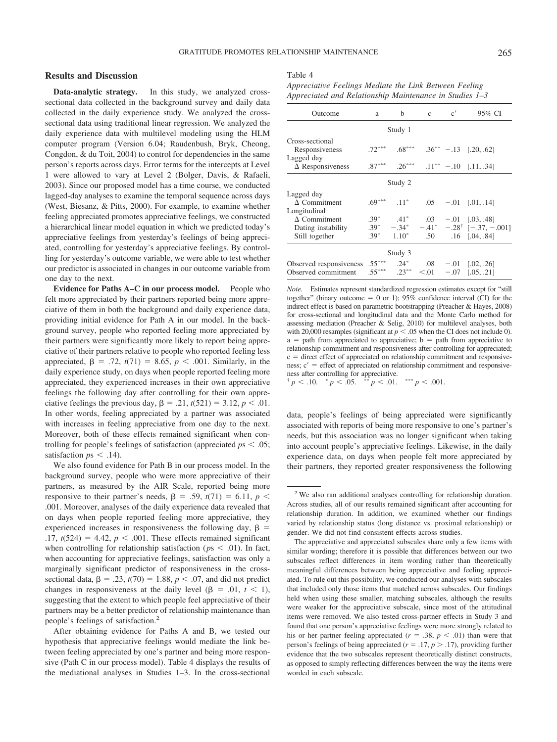## Results and Discussion

**Data-analytic strategy.** In this study, we analyzed cross-sectional data collected in the background survey and daily data collected in the daily experience study. We analyzed the cross-sectional data using traditional linear regression. We analyzed the daily experience data with multilevel modeling using the HLM computer program (Version 6.04; Raudenbush, Bryk, Cheong, Congdon, & du Toit, 2004) to control for dependencies in the same person's reports across days. Error terms for the intercepts at Level 1 were allowed to vary at Level 2 (Bolger, Davis, & Rafaeli, 2003). Since our proposed model has a time course, we conducted lagged-day analyses to examine the temporal sequence across days (West, Biesanz, & Pitts, 2000). For example, to examine whether feeling appreciated promotes appreciative feelings, we constructed a hierarchical linear model equation in which we predicted today's appreciative feelings from yesterday's feelings of being appreciated, controlling for yesterday's appreciative feelings. By controlling for yesterday's outcome variable, we were able to test whether our predictor is associated with changes in our outcome variable from one day to the next.

**Evidence for Paths A–C in our process model.** People who felt more appreciated by their partners reported being more appreciative of them in both the background and daily experience data, providing initial evidence for Path A in our model. In the background survey, people who reported feeling more appreciated by their partners were significantly more likely to report being appreciative of their partners relative to people who reported feeling less appreciated, $\beta = .72$, $t(71) = 8.65$, $p < .001$. Similarly, in the daily experience study, on days when people reported feeling more appreciated, they experienced increases in their own appreciative feelings the following day after controlling for their own appreciative feelings the previous day, $\beta = .21$, $t(521) = 3.12$, $p < .01$. In other words, feeling appreciated by a partner was associated with increases in feeling appreciative from one day to the next. Moreover, both of these effects remained significant when controlling for people's feelings of satisfaction (appreciated $ps < .05$; satisfaction $ps < .14$).

We also found evidence for Path B in our process model. In the background survey, people who were more appreciative of their partners, as measured by the AIR Scale, reported being more responsive to their partner's needs, $\beta = .59$, $t(71) = 6.11$, $p < .001$. Moreover, analyses of the daily experience data revealed that on days when people reported feeling more appreciative, they experienced increases in responsiveness the following day, $\beta = .17$, $t(524) = 4.42$, $p < .001$. These effects remained significant when controlling for relationship satisfaction ($ps < .01$). In fact, when accounting for appreciative feelings, satisfaction was only a marginally significant predictor of responsiveness in the cross-sectional data, $\beta = .23$, $t(70) = 1.88$, $p < .07$, and did not predict changes in responsiveness at the daily level ($\beta = .01$, $t < 1$), suggesting that the extent to which people feel appreciative of their partners may be a better predictor of relationship maintenance than people's feelings of satisfaction.[2]

After obtaining evidence for Paths A and B, we tested our hypothesis that appreciative feelings would mediate the link between feeling appreciated by one's partner and being more responsive (Path C in our process model). Table 4 displays the results of the mediational analyses in Studies 1–3. In the cross-sectional data, people's feelings of being appreciated were significantly associated with reports of being more responsive to one's partner's needs, but this association was no longer significant when taking into account people's appreciative feelings. Likewise, in the daily experience data, on days when people felt more appreciated by their partners, they reported greater responsiveness the following

Table 4
*Appreciative Feelings Mediate the Link Between Feeling Appreciated and Relationship Maintenance in Studies 1–3*

| Outcome | a | b | c | c′ | 95% CI |
|---|---|---|---|---|---|
| **Study 1** | | | | | |
| Cross-sectional | | | | | |
| Responsiveness | .72*** | .68*** | .36** | −.13 | [.20, .62] |
| Lagged day | | | | | |
| Δ Responsiveness | .87*** | .26*** | .11** | −.10 | [.11, .34] |
| **Study 2** | | | | | |
| Lagged day | | | | | |
| Δ Commitment | .69*** | .11* | .05 | −.01 | [.01, .14] |
| Longitudinal | | | | | |
| Δ Commitment | .39* | .41* | .03 | −.01 | [.03, .48] |
| Dating instability | .39* | −.34* | −.41* | −.28† | [−.37, −.001] |
| Still together | .39* | 1.10* | .50 | .16 | [.04, .84] |
| **Study 3** | | | | | |
| Observed responsiveness | .55*** | .24* | .08 | −.01 | [.02, .26] |
| Observed commitment | .55*** | .23** | <.01 | −.07 | [.05, .21] |

*Note.* Estimates represent standardized regression estimates except for "still together" (binary outcome = 0 or 1); 95% confidence interval (CI) for the indirect effect is based on parametric bootstrapping (Preacher & Hayes, 2008) for cross-sectional and longitudinal data and the Monte Carlo method for assessing mediation (Preacher & Selig, 2010) for multilevel analyses, both with 20,000 resamples (significant at $p < .05$ when the CI does not include 0). a = path from appreciated to appreciative; b = path from appreciative to relationship commitment and responsiveness after controlling for appreciated; c = direct effect of appreciated on relationship commitment and responsiveness; c′ = effect of appreciated on relationship commitment and responsiveness after controlling for appreciative.
† $p < .10$. * $p < .05$. ** $p < .01$. *** $p < .001$.

[2] We also ran additional analyses controlling for relationship duration. Across studies, all of our results remained significant after accounting for relationship duration. In addition, we examined whether our findings varied by relationship status (long distance vs. proximal relationship) or gender. We did not find consistent effects across studies.

The appreciative and appreciated subscales share only a few items with similar wording; therefore it is possible that differences between our two subscales reflect differences in item wording rather than theoretically meaningful differences between being appreciative and feeling appreciated. To rule out this possibility, we conducted our analyses with subscales that included only those items that matched across subscales. Our findings held when using these smaller, matching subscales, although the results were weaker for the appreciative subscale, since most of the attitudinal items were removed. We also tested cross-partner effects in Study 3 and found that one person's appreciative feelings were more strongly related to his or her partner feeling appreciated ($r = .38$, $p < .01$) than were that person's feelings of being appreciated ($r = .17$, $p > .17$), providing further evidence that the two subscales represent theoretically distinct constructs, as opposed to simply reflecting differences between the way the items were worded in each subscale.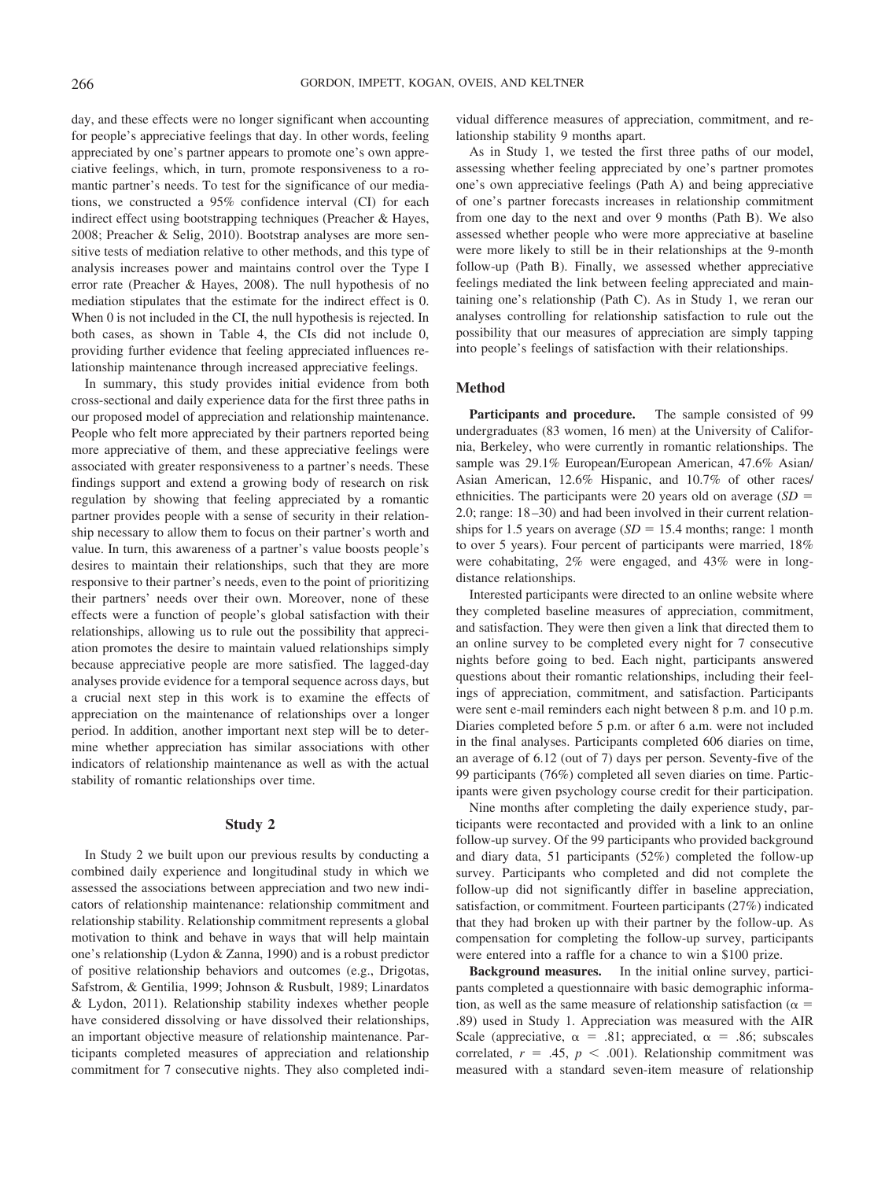day, and these effects were no longer significant when accounting for people's appreciative feelings that day. In other words, feeling appreciated by one's partner appears to promote one's own appreciative feelings, which, in turn, promote responsiveness to a romantic partner's needs. To test for the significance of our mediations, we constructed a 95% confidence interval (CI) for each indirect effect using bootstrapping techniques (Preacher & Hayes, 2008; Preacher & Selig, 2010). Bootstrap analyses are more sensitive tests of mediation relative to other methods, and this type of analysis increases power and maintains control over the Type I error rate (Preacher & Hayes, 2008). The null hypothesis of no mediation stipulates that the estimate for the indirect effect is 0. When 0 is not included in the CI, the null hypothesis is rejected. In both cases, as shown in Table 4, the CIs did not include 0, providing further evidence that feeling appreciated influences relationship maintenance through increased appreciative feelings.

In summary, this study provides initial evidence from both cross-sectional and daily experience data for the first three paths in our proposed model of appreciation and relationship maintenance. People who felt more appreciated by their partners reported being more appreciative of them, and these appreciative feelings were associated with greater responsiveness to a partner's needs. These findings support and extend a growing body of research on risk regulation by showing that feeling appreciated by a romantic partner provides people with a sense of security in their relationship necessary to allow them to focus on their partner's worth and value. In turn, this awareness of a partner's value boosts people's desires to maintain their relationships, such that they are more responsive to their partner's needs, even to the point of prioritizing their partners' needs over their own. Moreover, none of these effects were a function of people's global satisfaction with their relationships, allowing us to rule out the possibility that appreciation promotes the desire to maintain valued relationships simply because appreciative people are more satisfied. The lagged-day analyses provide evidence for a temporal sequence across days, but a crucial next step in this work is to examine the effects of appreciation on the maintenance of relationships over a longer period. In addition, another important next step will be to determine whether appreciation has similar associations with other indicators of relationship maintenance as well as with the actual stability of romantic relationships over time.

## Study 2

In Study 2 we built upon our previous results by conducting a combined daily experience and longitudinal study in which we assessed the associations between appreciation and two new indicators of relationship maintenance: relationship commitment and relationship stability. Relationship commitment represents a global motivation to think and behave in ways that will help maintain one's relationship (Lydon & Zanna, 1990) and is a robust predictor of positive relationship behaviors and outcomes (e.g., Drigotas, Safstrom, & Gentilia, 1999; Johnson & Rusbult, 1989; Linardatos & Lydon, 2011). Relationship stability indexes whether people have considered dissolving or have dissolved their relationships, an important objective measure of relationship maintenance. Participants completed measures of appreciation and relationship commitment for 7 consecutive nights. They also completed individual difference measures of appreciation, commitment, and relationship stability 9 months apart.

As in Study 1, we tested the first three paths of our model, assessing whether feeling appreciated by one's partner promotes one's own appreciative feelings (Path A) and being appreciative of one's partner forecasts increases in relationship commitment from one day to the next and over 9 months (Path B). We also assessed whether people who were more appreciative at baseline were more likely to still be in their relationships at the 9-month follow-up (Path B). Finally, we assessed whether appreciative feelings mediated the link between feeling appreciated and maintaining one's relationship (Path C). As in Study 1, we reran our analyses controlling for relationship satisfaction to rule out the possibility that our measures of appreciation are simply tapping into people's feelings of satisfaction with their relationships.

### Method

**Participants and procedure.** The sample consisted of 99 undergraduates (83 women, 16 men) at the University of California, Berkeley, who were currently in romantic relationships. The sample was 29.1% European/European American, 47.6% Asian/Asian American, 12.6% Hispanic, and 10.7% of other races/ethnicities. The participants were 20 years old on average ($SD$ = 2.0; range: 18–30) and had been involved in their current relationships for 1.5 years on average ($SD$ = 15.4 months; range: 1 month to over 5 years). Four percent of participants were married, 18% were cohabitating, 2% were engaged, and 43% were in long-distance relationships.

Interested participants were directed to an online website where they completed baseline measures of appreciation, commitment, and satisfaction. They were then given a link that directed them to an online survey to be completed every night for 7 consecutive nights before going to bed. Each night, participants answered questions about their romantic relationships, including their feelings of appreciation, commitment, and satisfaction. Participants were sent e-mail reminders each night between 8 p.m. and 10 p.m. Diaries completed before 5 p.m. or after 6 a.m. were not included in the final analyses. Participants completed 606 diaries on time, an average of 6.12 (out of 7) days per person. Seventy-five of the 99 participants (76%) completed all seven diaries on time. Participants were given psychology course credit for their participation.

Nine months after completing the daily experience study, participants were recontacted and provided with a link to an online follow-up survey. Of the 99 participants who provided background and diary data, 51 participants (52%) completed the follow-up survey. Participants who completed and did not complete the follow-up did not significantly differ in baseline appreciation, satisfaction, or commitment. Fourteen participants (27%) indicated that they had broken up with their partner by the follow-up. As compensation for completing the follow-up survey, participants were entered into a raffle for a chance to win a $100 prize.

**Background measures.** In the initial online survey, participants completed a questionnaire with basic demographic information, as well as the same measure of relationship satisfaction ($\alpha$ = .89) used in Study 1. Appreciation was measured with the AIR Scale (appreciative, $\alpha$ = .81; appreciated, $\alpha$ = .86; subscales correlated, $r$ = .45, $p$ < .001). Relationship commitment was measured with a standard seven-item measure of relationship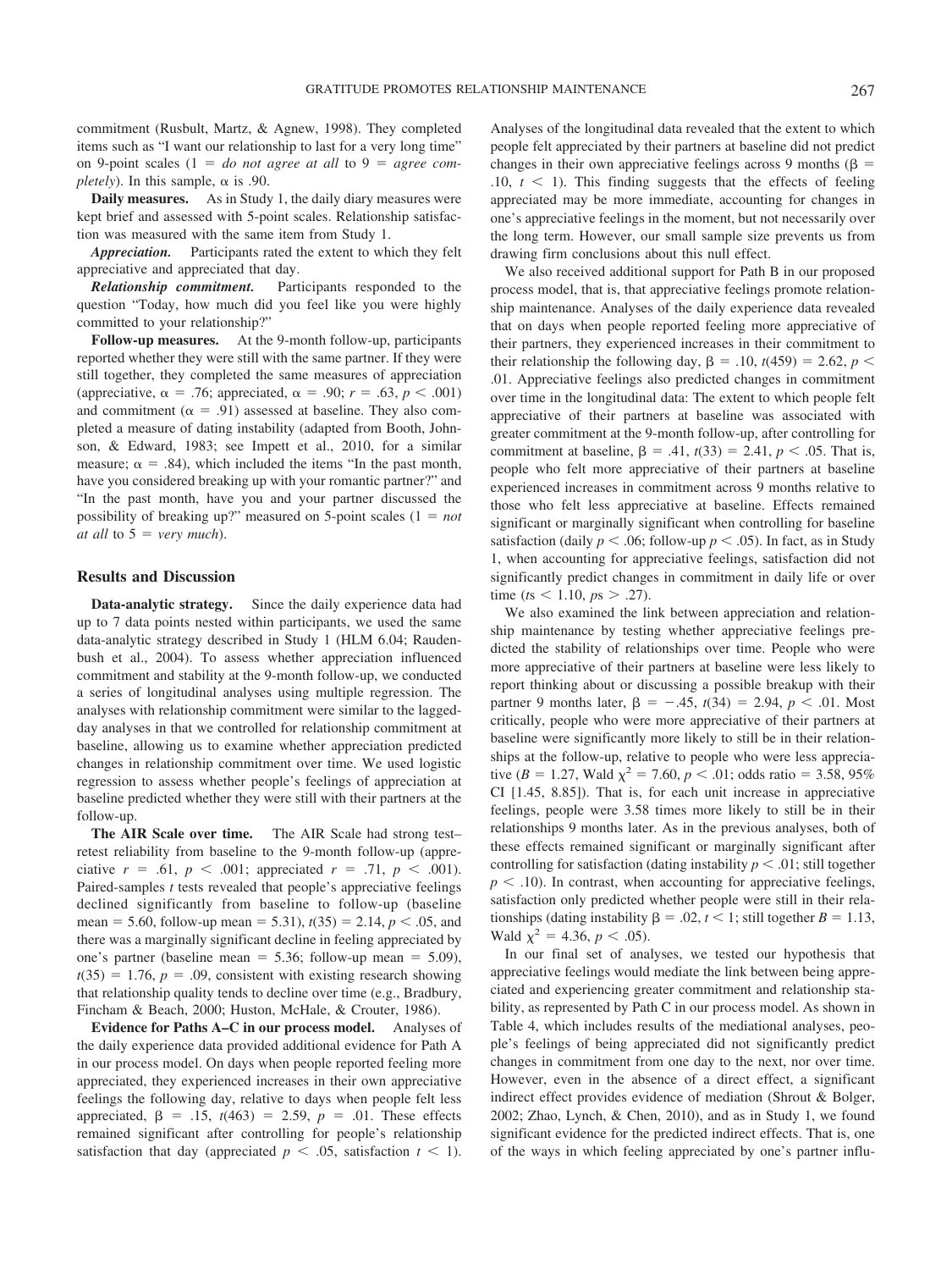commitment (Rusbult, Martz, & Agnew, 1998). They completed items such as "I want our relationship to last for a very long time" on 9-point scales (1 = *do not agree at all* to 9 = *agree completely*). In this sample, $\alpha$ is .90.

**Daily measures.** As in Study 1, the daily diary measures were kept brief and assessed with 5-point scales. Relationship satisfaction was measured with the same item from Study 1.

***Appreciation.*** Participants rated the extent to which they felt appreciative and appreciated that day.

***Relationship commitment.*** Participants responded to the question "Today, how much did you feel like you were highly committed to your relationship?"

**Follow-up measures.** At the 9-month follow-up, participants reported whether they were still with the same partner. If they were still together, they completed the same measures of appreciation (appreciative, $\alpha = .76$; appreciated, $\alpha = .90$; $r = .63$, $p < .001$) and commitment ($\alpha = .91$) assessed at baseline. They also completed a measure of dating instability (adapted from Booth, Johnson, & Edward, 1983; see Impett et al., 2010, for a similar measure; $\alpha = .84$), which included the items "In the past month, have you considered breaking up with your romantic partner?" and "In the past month, have you and your partner discussed the possibility of breaking up?" measured on 5-point scales (1 = *not at all* to 5 = *very much*).

## Results and Discussion

**Data-analytic strategy.** Since the daily experience data had up to 7 data points nested within participants, we used the same data-analytic strategy described in Study 1 (HLM 6.04; Raudenbush et al., 2004). To assess whether appreciation influenced commitment and stability at the 9-month follow-up, we conducted a series of longitudinal analyses using multiple regression. The analyses with relationship commitment were similar to the lagged-day analyses in that we controlled for relationship commitment at baseline, allowing us to examine whether appreciation predicted changes in relationship commitment over time. We used logistic regression to assess whether people's feelings of appreciation at baseline predicted whether they were still with their partners at the follow-up.

**The AIR Scale over time.** The AIR Scale had strong test–retest reliability from baseline to the 9-month follow-up (appreciative $r = .61$, $p < .001$; appreciated $r = .71$, $p < .001$). Paired-samples *t* tests revealed that people's appreciative feelings declined significantly from baseline to follow-up (baseline mean = 5.60, follow-up mean = 5.31), $t(35) = 2.14$, $p < .05$, and there was a marginally significant decline in feeling appreciated by one's partner (baseline mean = 5.36; follow-up mean = 5.09), $t(35) = 1.76$, $p = .09$, consistent with existing research showing that relationship quality tends to decline over time (e.g., Bradbury, Fincham & Beach, 2000; Huston, McHale, & Crouter, 1986).

**Evidence for Paths A–C in our process model.** Analyses of the daily experience data provided additional evidence for Path A in our process model. On days when people reported feeling more appreciated, they experienced increases in their own appreciative feelings the following day, relative to days when people felt less appreciated, $\beta = .15$, $t(463) = 2.59$, $p = .01$. These effects remained significant after controlling for people's relationship satisfaction that day (appreciated $p < .05$, satisfaction $t < 1$). Analyses of the longitudinal data revealed that the extent to which people felt appreciated by their partners at baseline did not predict changes in their own appreciative feelings across 9 months ($\beta = .10$, $t < 1$). This finding suggests that the effects of feeling appreciated may be more immediate, accounting for changes in one's appreciative feelings in the moment, but not necessarily over the long term. However, our small sample size prevents us from drawing firm conclusions about this null effect.

We also received additional support for Path B in our proposed process model, that is, that appreciative feelings promote relationship maintenance. Analyses of the daily experience data revealed that on days when people reported feeling more appreciative of their partners, they experienced increases in their commitment to their relationship the following day, $\beta = .10$, $t(459) = 2.62$, $p < .01$. Appreciative feelings also predicted changes in commitment over time in the longitudinal data: The extent to which people felt appreciative of their partners at baseline was associated with greater commitment at the 9-month follow-up, after controlling for commitment at baseline, $\beta = .41$, $t(33) = 2.41$, $p < .05$. That is, people who felt more appreciative of their partners at baseline experienced increases in commitment across 9 months relative to those who felt less appreciative at baseline. Effects remained significant or marginally significant when controlling for baseline satisfaction (daily $p < .06$; follow-up $p < .05$). In fact, as in Study 1, when accounting for appreciative feelings, satisfaction did not significantly predict changes in commitment in daily life or over time (*t*s $< 1.10$, *p*s $> .27$).

We also examined the link between appreciation and relationship maintenance by testing whether appreciative feelings predicted the stability of relationships over time. People who were more appreciative of their partners at baseline were less likely to report thinking about or discussing a possible breakup with their partner 9 months later, $\beta = -.45$, $t(34) = 2.94$, $p < .01$. Most critically, people who were more appreciative of their partners at baseline were significantly more likely to still be in their relationships at the follow-up, relative to people who were less appreciative ($B = 1.27$, Wald $\chi^2 = 7.60$, $p < .01$; odds ratio = 3.58, 95% CI [1.45, 8.85]). That is, for each unit increase in appreciative feelings, people were 3.58 times more likely to still be in their relationships 9 months later. As in the previous analyses, both of these effects remained significant or marginally significant after controlling for satisfaction (dating instability $p < .01$; still together $p < .10$). In contrast, when accounting for appreciative feelings, satisfaction only predicted whether people were still in their relationships (dating instability $\beta = .02$, $t < 1$; still together $B = 1.13$, Wald $\chi^2 = 4.36$, $p < .05$).

In our final set of analyses, we tested our hypothesis that appreciative feelings would mediate the link between being appreciated and experiencing greater commitment and relationship stability, as represented by Path C in our process model. As shown in Table 4, which includes results of the mediational analyses, people's feelings of being appreciated did not significantly predict changes in commitment from one day to the next, nor over time. However, even in the absence of a direct effect, a significant indirect effect provides evidence of mediation (Shrout & Bolger, 2002; Zhao, Lynch, & Chen, 2010), and as in Study 1, we found significant evidence for the predicted indirect effects. That is, one of the ways in which feeling appreciated by one's partner influ-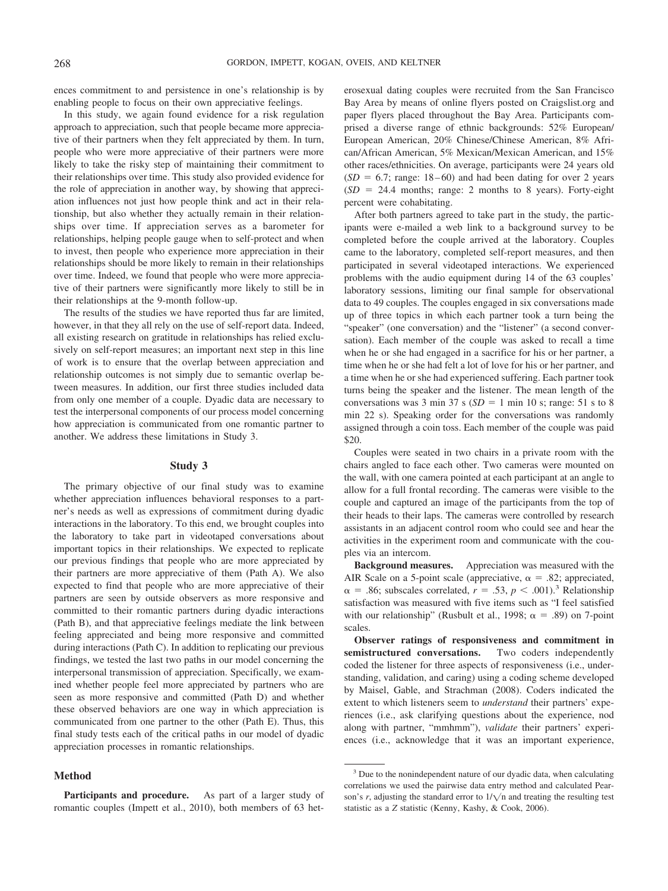ences commitment to and persistence in one's relationship is by enabling people to focus on their own appreciative feelings.

In this study, we again found evidence for a risk regulation approach to appreciation, such that people became more appreciative of their partners when they felt appreciated by them. In turn, people who were more appreciative of their partners were more likely to take the risky step of maintaining their commitment to their relationships over time. This study also provided evidence for the role of appreciation in another way, by showing that appreciation influences not just how people think and act in their relationship, but also whether they actually remain in their relationships over time. If appreciation serves as a barometer for relationships, helping people gauge when to self-protect and when to invest, then people who experience more appreciation in their relationships should be more likely to remain in their relationships over time. Indeed, we found that people who were more appreciative of their partners were significantly more likely to still be in their relationships at the 9-month follow-up.

The results of the studies we have reported thus far are limited, however, in that they all rely on the use of self-report data. Indeed, all existing research on gratitude in relationships has relied exclusively on self-report measures; an important next step in this line of work is to ensure that the overlap between appreciation and relationship outcomes is not simply due to semantic overlap between measures. In addition, our first three studies included data from only one member of a couple. Dyadic data are necessary to test the interpersonal components of our process model concerning how appreciation is communicated from one romantic partner to another. We address these limitations in Study 3.

## Study 3

The primary objective of our final study was to examine whether appreciation influences behavioral responses to a partner's needs as well as expressions of commitment during dyadic interactions in the laboratory. To this end, we brought couples into the laboratory to take part in videotaped conversations about important topics in their relationships. We expected to replicate our previous findings that people who are more appreciated by their partners are more appreciative of them (Path A). We also expected to find that people who are more appreciative of their partners are seen by outside observers as more responsive and committed to their romantic partners during dyadic interactions (Path B), and that appreciative feelings mediate the link between feeling appreciated and being more responsive and committed during interactions (Path C). In addition to replicating our previous findings, we tested the last two paths in our model concerning the interpersonal transmission of appreciation. Specifically, we examined whether people feel more appreciated by partners who are seen as more responsive and committed (Path D) and whether these observed behaviors are one way in which appreciation is communicated from one partner to the other (Path E). Thus, this final study tests each of the critical paths in our model of dyadic appreciation processes in romantic relationships.

### Method

**Participants and procedure.** As part of a larger study of romantic couples (Impett et al., 2010), both members of 63 heterosexual dating couples were recruited from the San Francisco Bay Area by means of online flyers posted on Craigslist.org and paper flyers placed throughout the Bay Area. Participants comprised a diverse range of ethnic backgrounds: 52% European/European American, 20% Chinese/Chinese American, 8% African/African American, 5% Mexican/Mexican American, and 15% other races/ethnicities. On average, participants were 24 years old ($SD$ = 6.7; range: 18–60) and had been dating for over 2 years ($SD$ = 24.4 months; range: 2 months to 8 years). Forty-eight percent were cohabitating.

After both partners agreed to take part in the study, the participants were e-mailed a web link to a background survey to be completed before the couple arrived at the laboratory. Couples came to the laboratory, completed self-report measures, and then participated in several videotaped interactions. We experienced problems with the audio equipment during 14 of the 63 couples' laboratory sessions, limiting our final sample for observational data to 49 couples. The couples engaged in six conversations made up of three topics in which each partner took a turn being the "speaker" (one conversation) and the "listener" (a second conversation). Each member of the couple was asked to recall a time when he or she had engaged in a sacrifice for his or her partner, a time when he or she had felt a lot of love for his or her partner, and a time when he or she had experienced suffering. Each partner took turns being the speaker and the listener. The mean length of the conversations was 3 min 37 s ($SD$ = 1 min 10 s; range: 51 s to 8 min 22 s). Speaking order for the conversations was randomly assigned through a coin toss. Each member of the couple was paid $20.

Couples were seated in two chairs in a private room with the chairs angled to face each other. Two cameras were mounted on the wall, with one camera pointed at each participant at an angle to allow for a full frontal recording. The cameras were visible to the couple and captured an image of the participants from the top of their heads to their laps. The cameras were controlled by research assistants in an adjacent control room who could see and hear the activities in the experiment room and communicate with the couples via an intercom.

**Background measures.** Appreciation was measured with the AIR Scale on a 5-point scale (appreciative, $\alpha$ = .82; appreciated, $\alpha$ = .86; subscales correlated, $r$ = .53, $p$ < .001).[3] Relationship satisfaction was measured with five items such as "I feel satisfied with our relationship" (Rusbult et al., 1998; $\alpha$ = .89) on 7-point scales.

**Observer ratings of responsiveness and commitment in semistructured conversations.** Two coders independently coded the listener for three aspects of responsiveness (i.e., understanding, validation, and caring) using a coding scheme developed by Maisel, Gable, and Strachman (2008). Coders indicated the extent to which listeners seem to *understand* their partners' experiences (i.e., ask clarifying questions about the experience, nod along with partner, "mmhmm"), *validate* their partners' experiences (i.e., acknowledge that it was an important experience,

[3] Due to the nonindependent nature of our dyadic data, when calculating correlations we used the pairwise data entry method and calculated Pearson's $r$, adjusting the standard error to $1/\sqrt{n}$ and treating the resulting test statistic as a $Z$ statistic (Kenny, Kashy, & Cook, 2006).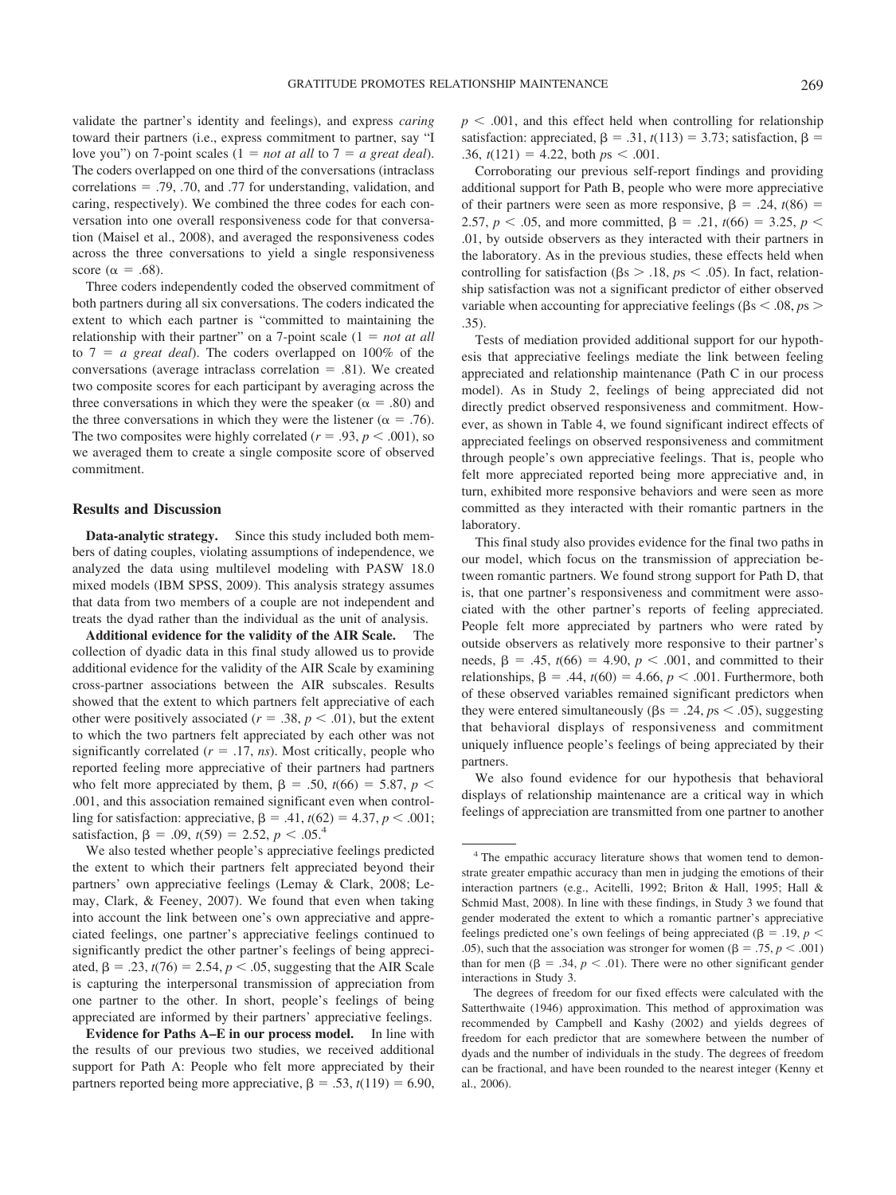validate the partner's identity and feelings), and express *caring* toward their partners (i.e., express commitment to partner, say "I love you") on 7-point scales (1 = *not at all* to 7 = *a great deal*). The coders overlapped on one third of the conversations (intraclass correlations = .79, .70, and .77 for understanding, validation, and caring, respectively). We combined the three codes for each conversation into one overall responsiveness code for that conversation (Maisel et al., 2008), and averaged the responsiveness codes across the three conversations to yield a single responsiveness score ($\alpha$ = .68).

Three coders independently coded the observed commitment of both partners during all six conversations. The coders indicated the extent to which each partner is "committed to maintaining the relationship with their partner" on a 7-point scale (1 = *not at all* to 7 = *a great deal*). The coders overlapped on 100% of the conversations (average intraclass correlation = .81). We created two composite scores for each participant by averaging across the three conversations in which they were the speaker ($\alpha$ = .80) and the three conversations in which they were the listener ($\alpha$ = .76). The two composites were highly correlated ($r$ = .93, $p$ < .001), so we averaged them to create a single composite score of observed commitment.

### Results and Discussion

**Data-analytic strategy.** Since this study included both members of dating couples, violating assumptions of independence, we analyzed the data using multilevel modeling with PASW 18.0 mixed models (IBM SPSS, 2009). This analysis strategy assumes that data from two members of a couple are not independent and treats the dyad rather than the individual as the unit of analysis.

**Additional evidence for the validity of the AIR Scale.** The collection of dyadic data in this final study allowed us to provide additional evidence for the validity of the AIR Scale by examining cross-partner associations between the AIR subscales. Results showed that the extent to which partners felt appreciative of each other were positively associated ($r$ = .38, $p$ < .01), but the extent to which the two partners felt appreciated by each other was not significantly correlated ($r$ = .17, *ns*). Most critically, people who reported feeling more appreciative of their partners had partners who felt more appreciated by them, $\beta$ = .50, $t(66)$ = 5.87, $p$ < .001, and this association remained significant even when controlling for satisfaction: appreciative, $\beta$ = .41, $t(62)$ = 4.37, $p$ < .001; satisfaction, $\beta$ = .09, $t(59)$ = 2.52, $p$ < .05.[4]

We also tested whether people's appreciative feelings predicted the extent to which their partners felt appreciated beyond their partners' own appreciative feelings (Lemay & Clark, 2008; Lemay, Clark, & Feeney, 2007). We found that even when taking into account the link between one's own appreciative and appreciated feelings, one partner's appreciative feelings continued to significantly predict the other partner's feelings of being appreciated, $\beta$ = .23, $t(76)$ = 2.54, $p$ < .05, suggesting that the AIR Scale is capturing the interpersonal transmission of appreciation from one partner to the other. In short, people's feelings of being appreciated are informed by their partners' appreciative feelings.

**Evidence for Paths A–E in our process model.** In line with the results of our previous two studies, we received additional support for Path A: People who felt more appreciated by their partners reported being more appreciative, $\beta$ = .53, $t(119)$ = 6.90, $p$ < .001, and this effect held when controlling for relationship satisfaction: appreciated, $\beta$ = .31, $t(113)$ = 3.73; satisfaction, $\beta$ = .36, $t(121)$ = 4.22, both $p$s < .001.

Corroborating our previous self-report findings and providing additional support for Path B, people who were more appreciative of their partners were seen as more responsive, $\beta$ = .24, $t(86)$ = 2.57, $p$ < .05, and more committed, $\beta$ = .21, $t(66)$ = 3.25, $p$ < .01, by outside observers as they interacted with their partners in the laboratory. As in the previous studies, these effects held when controlling for satisfaction ($\beta$s > .18, $p$s < .05). In fact, relationship satisfaction was not a significant predictor of either observed variable when accounting for appreciative feelings ($\beta$s < .08, $p$s > .35).

Tests of mediation provided additional support for our hypothesis that appreciative feelings mediate the link between feeling appreciated and relationship maintenance (Path C in our process model). As in Study 2, feelings of being appreciated did not directly predict observed responsiveness and commitment. However, as shown in Table 4, we found significant indirect effects of appreciated feelings on observed responsiveness and commitment through people's own appreciative feelings. That is, people who felt more appreciated reported being more appreciative and, in turn, exhibited more responsive behaviors and were seen as more committed as they interacted with their romantic partners in the laboratory.

This final study also provides evidence for the final two paths in our model, which focus on the transmission of appreciation between romantic partners. We found strong support for Path D, that is, that one partner's responsiveness and commitment were associated with the other partner's reports of feeling appreciated. People felt more appreciated by partners who were rated by outside observers as relatively more responsive to their partner's needs, $\beta$ = .45, $t(66)$ = 4.90, $p$ < .001, and committed to their relationships, $\beta$ = .44, $t(60)$ = 4.66, $p$ < .001. Furthermore, both of these observed variables remained significant predictors when they were entered simultaneously ($\beta$s = .24, $p$s < .05), suggesting that behavioral displays of responsiveness and commitment uniquely influence people's feelings of being appreciated by their partners.

We also found evidence for our hypothesis that behavioral displays of relationship maintenance are a critical way in which feelings of appreciation are transmitted from one partner to another

---

[4] The empathic accuracy literature shows that women tend to demonstrate greater empathic accuracy than men in judging the emotions of their interaction partners (e.g., Acitelli, 1992; Briton & Hall, 1995; Hall & Schmid Mast, 2008). In line with these findings, in Study 3 we found that gender moderated the extent to which a romantic partner's appreciative feelings predicted one's own feelings of being appreciated ($\beta$ = .19, $p$ < .05), such that the association was stronger for women ($\beta$ = .75, $p$ < .001) than for men ($\beta$ = .34, $p$ < .01). There were no other significant gender interactions in Study 3.

The degrees of freedom for our fixed effects were calculated with the Satterthwaite (1946) approximation. This method of approximation was recommended by Campbell and Kashy (2002) and yields degrees of freedom for each predictor that are somewhere between the number of dyads and the number of individuals in the study. The degrees of freedom can be fractional, and have been rounded to the nearest integer (Kenny et al., 2006).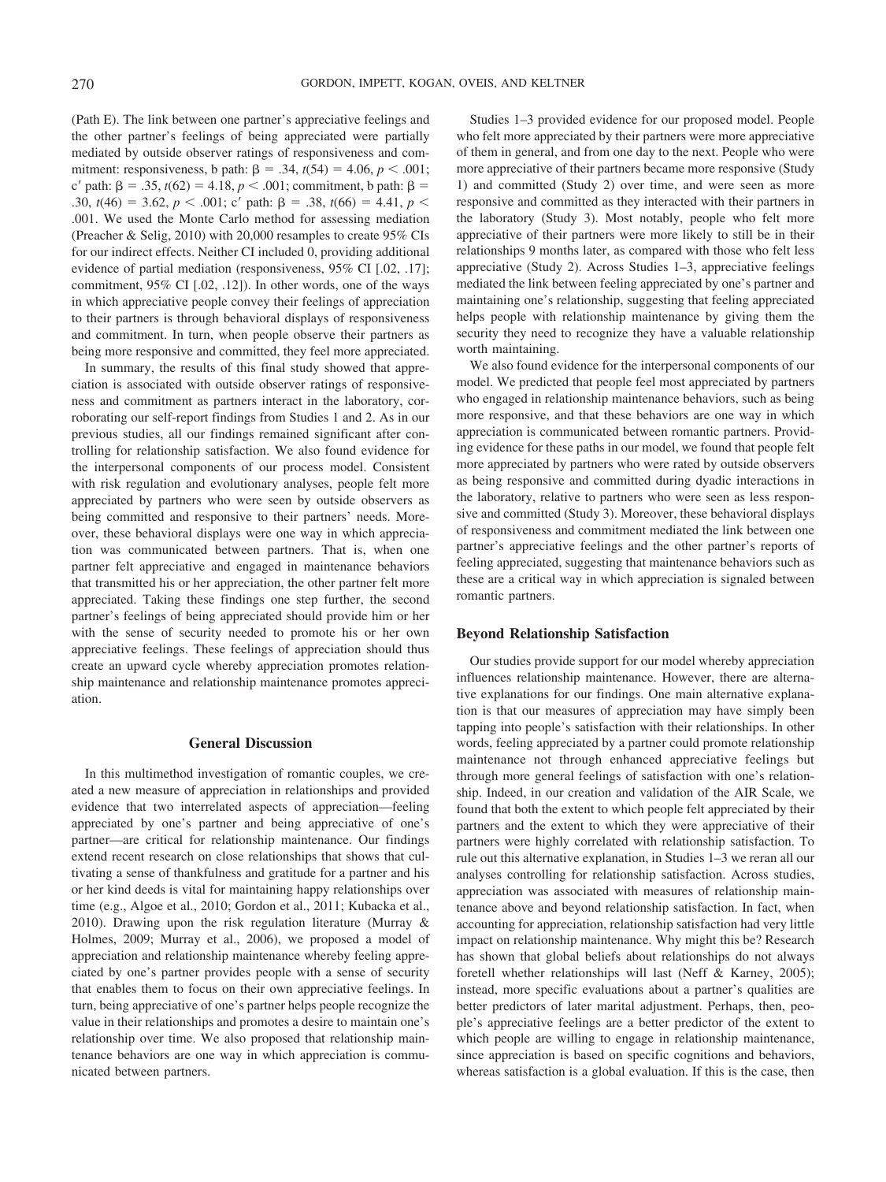(Path E). The link between one partner's appreciative feelings and the other partner's feelings of being appreciated were partially mediated by outside observer ratings of responsiveness and commitment: responsiveness, b path: $\beta = .34$, $t(54) = 4.06$, $p < .001$; c′ path: $\beta = .35$, $t(62) = 4.18$, $p < .001$; commitment, b path: $\beta = .30$, $t(46) = 3.62$, $p < .001$; c′ path: $\beta = .38$, $t(66) = 4.41$, $p < .001$. We used the Monte Carlo method for assessing mediation (Preacher & Selig, 2010) with 20,000 resamples to create 95% CIs for our indirect effects. Neither CI included 0, providing additional evidence of partial mediation (responsiveness, 95% CI [.02, .17]; commitment, 95% CI [.02, .12]). In other words, one of the ways in which appreciative people convey their feelings of appreciation to their partners is through behavioral displays of responsiveness and commitment. In turn, when people observe their partners as being more responsive and committed, they feel more appreciated.

In summary, the results of this final study showed that appreciation is associated with outside observer ratings of responsiveness and commitment as partners interact in the laboratory, corroborating our self-report findings from Studies 1 and 2. As in our previous studies, all our findings remained significant after controlling for relationship satisfaction. We also found evidence for the interpersonal components of our process model. Consistent with risk regulation and evolutionary analyses, people felt more appreciated by partners who were seen by outside observers as being committed and responsive to their partners' needs. Moreover, these behavioral displays were one way in which appreciation was communicated between partners. That is, when one partner felt appreciative and engaged in maintenance behaviors that transmitted his or her appreciation, the other partner felt more appreciated. Taking these findings one step further, the second partner's feelings of being appreciated should provide him or her with the sense of security needed to promote his or her own appreciative feelings. These feelings of appreciation should thus create an upward cycle whereby appreciation promotes relationship maintenance and relationship maintenance promotes appreciation.

## General Discussion

In this multimethod investigation of romantic couples, we created a new measure of appreciation in relationships and provided evidence that two interrelated aspects of appreciation—feeling appreciated by one's partner and being appreciative of one's partner—are critical for relationship maintenance. Our findings extend recent research on close relationships that shows that cultivating a sense of thankfulness and gratitude for a partner and his or her kind deeds is vital for maintaining happy relationships over time (e.g., Algoe et al., 2010; Gordon et al., 2011; Kubacka et al., 2010). Drawing upon the risk regulation literature (Murray & Holmes, 2009; Murray et al., 2006), we proposed a model of appreciation and relationship maintenance whereby feeling appreciated by one's partner provides people with a sense of security that enables them to focus on their own appreciative feelings. In turn, being appreciative of one's partner helps people recognize the value in their relationships and promotes a desire to maintain one's relationship over time. We also proposed that relationship maintenance behaviors are one way in which appreciation is communicated between partners.

Studies 1–3 provided evidence for our proposed model. People who felt more appreciated by their partners were more appreciative of them in general, and from one day to the next. People who were more appreciative of their partners became more responsive (Study 1) and committed (Study 2) over time, and were seen as more responsive and committed as they interacted with their partners in the laboratory (Study 3). Most notably, people who felt more appreciative of their partners were more likely to still be in their relationships 9 months later, as compared with those who felt less appreciative (Study 2). Across Studies 1–3, appreciative feelings mediated the link between feeling appreciated by one's partner and maintaining one's relationship, suggesting that feeling appreciated helps people with relationship maintenance by giving them the security they need to recognize they have a valuable relationship worth maintaining.

We also found evidence for the interpersonal components of our model. We predicted that people feel most appreciated by partners who engaged in relationship maintenance behaviors, such as being more responsive, and that these behaviors are one way in which appreciation is communicated between romantic partners. Providing evidence for these paths in our model, we found that people felt more appreciated by partners who were rated by outside observers as being responsive and committed during dyadic interactions in the laboratory, relative to partners who were seen as less responsive and committed (Study 3). Moreover, these behavioral displays of responsiveness and commitment mediated the link between one partner's appreciative feelings and the other partner's reports of feeling appreciated, suggesting that maintenance behaviors such as these are a critical way in which appreciation is signaled between romantic partners.

### Beyond Relationship Satisfaction

Our studies provide support for our model whereby appreciation influences relationship maintenance. However, there are alternative explanations for our findings. One main alternative explanation is that our measures of appreciation may have simply been tapping into people's satisfaction with their relationships. In other words, feeling appreciated by a partner could promote relationship maintenance not through enhanced appreciative feelings but through more general feelings of satisfaction with one's relationship. Indeed, in our creation and validation of the AIR Scale, we found that both the extent to which people felt appreciated by their partners and the extent to which they were appreciative of their partners were highly correlated with relationship satisfaction. To rule out this alternative explanation, in Studies 1–3 we reran all our analyses controlling for relationship satisfaction. Across studies, appreciation was associated with measures of relationship maintenance above and beyond relationship satisfaction. In fact, when accounting for appreciation, relationship satisfaction had very little impact on relationship maintenance. Why might this be? Research has shown that global beliefs about relationships do not always foretell whether relationships will last (Neff & Karney, 2005); instead, more specific evaluations about a partner's qualities are better predictors of later marital adjustment. Perhaps, then, people's appreciative feelings are a better predictor of the extent to which people are willing to engage in relationship maintenance, since appreciation is based on specific cognitions and behaviors, whereas satisfaction is a global evaluation. If this is the case, then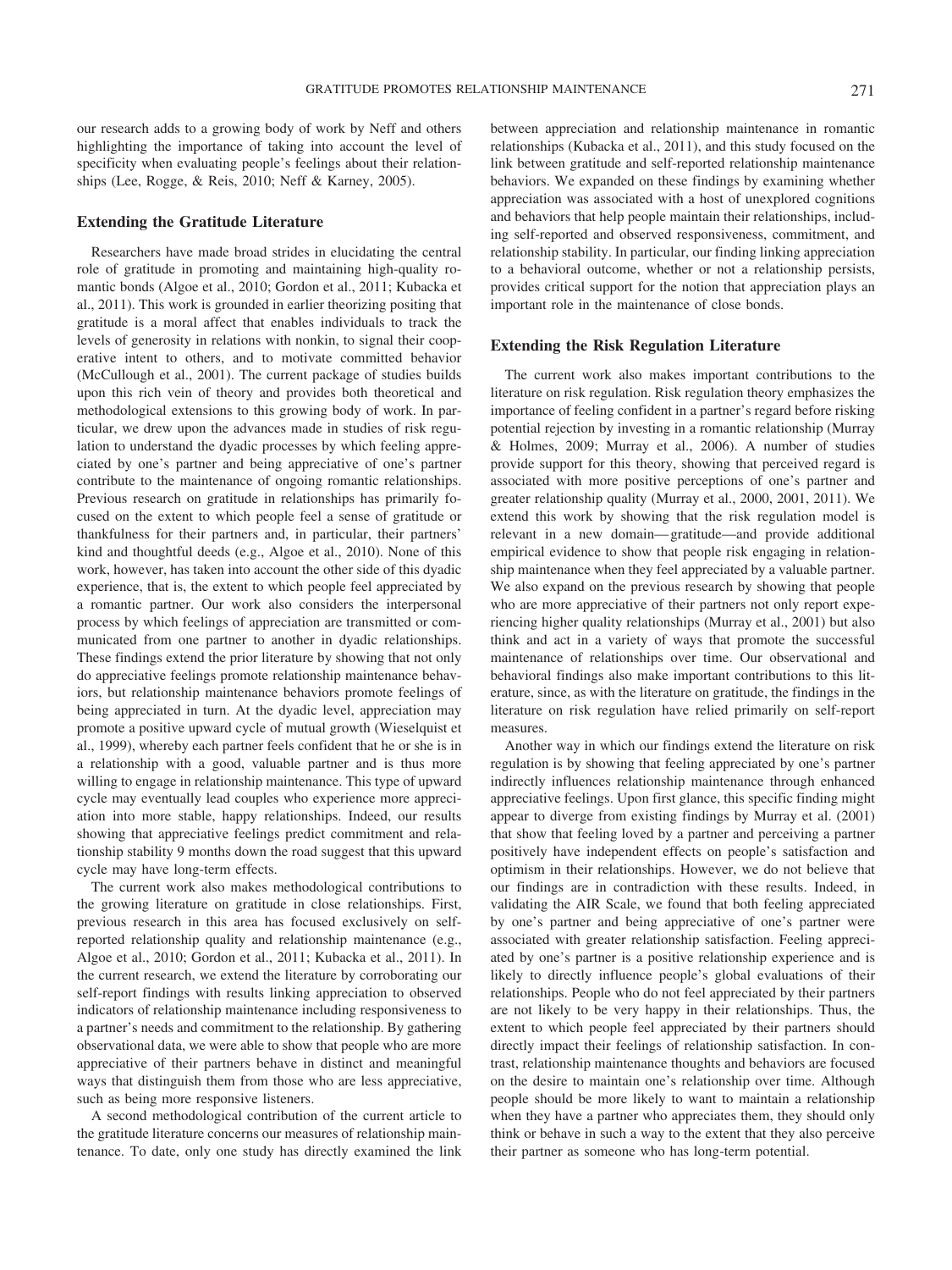our research adds to a growing body of work by Neff and others highlighting the importance of taking into account the level of specificity when evaluating people's feelings about their relationships (Lee, Rogge, & Reis, 2010; Neff & Karney, 2005).

### Extending the Gratitude Literature

Researchers have made broad strides in elucidating the central role of gratitude in promoting and maintaining high-quality romantic bonds (Algoe et al., 2010; Gordon et al., 2011; Kubacka et al., 2011). This work is grounded in earlier theorizing positing that gratitude is a moral affect that enables individuals to track the levels of generosity in relations with nonkin, to signal their cooperative intent to others, and to motivate committed behavior (McCullough et al., 2001). The current package of studies builds upon this rich vein of theory and provides both theoretical and methodological extensions to this growing body of work. In particular, we drew upon the advances made in studies of risk regulation to understand the dyadic processes by which feeling appreciated by one's partner and being appreciative of one's partner contribute to the maintenance of ongoing romantic relationships. Previous research on gratitude in relationships has primarily focused on the extent to which people feel a sense of gratitude or thankfulness for their partners and, in particular, their partners' kind and thoughtful deeds (e.g., Algoe et al., 2010). None of this work, however, has taken into account the other side of this dyadic experience, that is, the extent to which people feel appreciated by a romantic partner. Our work also considers the interpersonal process by which feelings of appreciation are transmitted or communicated from one partner to another in dyadic relationships. These findings extend the prior literature by showing that not only do appreciative feelings promote relationship maintenance behaviors, but relationship maintenance behaviors promote feelings of being appreciated in turn. At the dyadic level, appreciation may promote a positive upward cycle of mutual growth (Wieselquist et al., 1999), whereby each partner feels confident that he or she is in a relationship with a good, valuable partner and is thus more willing to engage in relationship maintenance. This type of upward cycle may eventually lead couples who experience more appreciation into more stable, happy relationships. Indeed, our results showing that appreciative feelings predict commitment and relationship stability 9 months down the road suggest that this upward cycle may have long-term effects.

The current work also makes methodological contributions to the growing literature on gratitude in close relationships. First, previous research in this area has focused exclusively on self-reported relationship quality and relationship maintenance (e.g., Algoe et al., 2010; Gordon et al., 2011; Kubacka et al., 2011). In the current research, we extend the literature by corroborating our self-report findings with results linking appreciation to observed indicators of relationship maintenance including responsiveness to a partner's needs and commitment to the relationship. By gathering observational data, we were able to show that people who are more appreciative of their partners behave in distinct and meaningful ways that distinguish them from those who are less appreciative, such as being more responsive listeners.

A second methodological contribution of the current article to the gratitude literature concerns our measures of relationship maintenance. To date, only one study has directly examined the link between appreciation and relationship maintenance in romantic relationships (Kubacka et al., 2011), and this study focused on the link between gratitude and self-reported relationship maintenance behaviors. We expanded on these findings by examining whether appreciation was associated with a host of unexplored cognitions and behaviors that help people maintain their relationships, including self-reported and observed responsiveness, commitment, and relationship stability. In particular, our finding linking appreciation to a behavioral outcome, whether or not a relationship persists, provides critical support for the notion that appreciation plays an important role in the maintenance of close bonds.

### Extending the Risk Regulation Literature

The current work also makes important contributions to the literature on risk regulation. Risk regulation theory emphasizes the importance of feeling confident in a partner's regard before risking potential rejection by investing in a romantic relationship (Murray & Holmes, 2009; Murray et al., 2006). A number of studies provide support for this theory, showing that perceived regard is associated with more positive perceptions of one's partner and greater relationship quality (Murray et al., 2000, 2001, 2011). We extend this work by showing that the risk regulation model is relevant in a new domain—gratitude—and provide additional empirical evidence to show that people risk engaging in relationship maintenance when they feel appreciated by a valuable partner. We also expand on the previous research by showing that people who are more appreciative of their partners not only report experiencing higher quality relationships (Murray et al., 2001) but also think and act in a variety of ways that promote the successful maintenance of relationships over time. Our observational and behavioral findings also make important contributions to this literature, since, as with the literature on gratitude, the findings in the literature on risk regulation have relied primarily on self-report measures.

Another way in which our findings extend the literature on risk regulation is by showing that feeling appreciated by one's partner indirectly influences relationship maintenance through enhanced appreciative feelings. Upon first glance, this specific finding might appear to diverge from existing findings by Murray et al. (2001) that show that feeling loved by a partner and perceiving a partner positively have independent effects on people's satisfaction and optimism in their relationships. However, we do not believe that our findings are in contradiction with these results. Indeed, in validating the AIR Scale, we found that both feeling appreciated by one's partner and being appreciative of one's partner were associated with greater relationship satisfaction. Feeling appreciated by one's partner is a positive relationship experience and is likely to directly influence people's global evaluations of their relationships. People who do not feel appreciated by their partners are not likely to be very happy in their relationships. Thus, the extent to which people feel appreciated by their partners should directly impact their feelings of relationship satisfaction. In contrast, relationship maintenance thoughts and behaviors are focused on the desire to maintain one's relationship over time. Although people should be more likely to want to maintain a relationship when they have a partner who appreciates them, they should only think or behave in such a way to the extent that they also perceive their partner as someone who has long-term potential.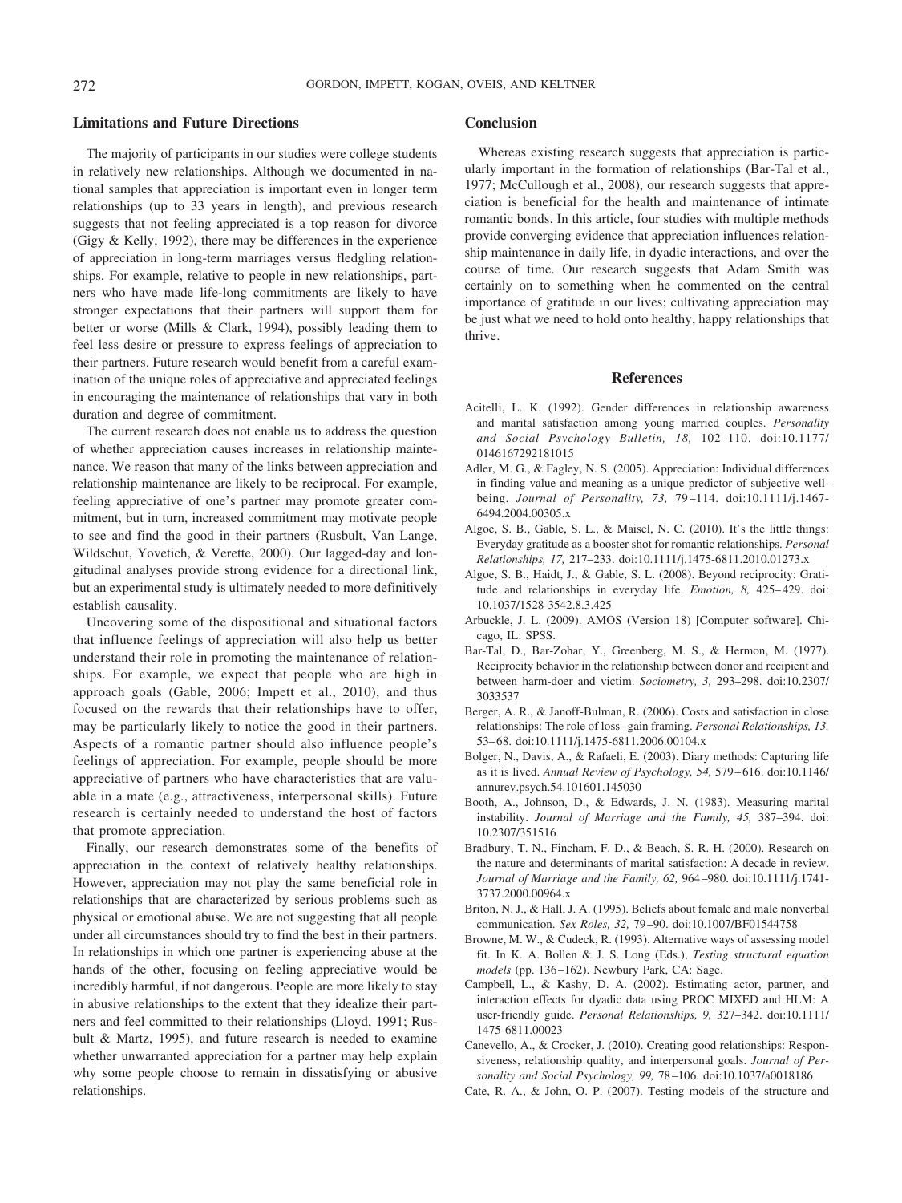## Limitations and Future Directions

The majority of participants in our studies were college students in relatively new relationships. Although we documented in national samples that appreciation is important even in longer term relationships (up to 33 years in length), and previous research suggests that not feeling appreciated is a top reason for divorce (Gigy & Kelly, 1992), there may be differences in the experience of appreciation in long-term marriages versus fledgling relationships. For example, relative to people in new relationships, partners who have made life-long commitments are likely to have stronger expectations that their partners will support them for better or worse (Mills & Clark, 1994), possibly leading them to feel less desire or pressure to express feelings of appreciation to their partners. Future research would benefit from a careful examination of the unique roles of appreciative and appreciated feelings in encouraging the maintenance of relationships that vary in both duration and degree of commitment.

The current research does not enable us to address the question of whether appreciation causes increases in relationship maintenance. We reason that many of the links between appreciation and relationship maintenance are likely to be reciprocal. For example, feeling appreciative of one's partner may promote greater commitment, but in turn, increased commitment may motivate people to see and find the good in their partners (Rusbult, Van Lange, Wildschut, Yovetich, & Verette, 2000). Our lagged-day and longitudinal analyses provide strong evidence for a directional link, but an experimental study is ultimately needed to more definitively establish causality.

Uncovering some of the dispositional and situational factors that influence feelings of appreciation will also help us better understand their role in promoting the maintenance of relationships. For example, we expect that people who are high in approach goals (Gable, 2006; Impett et al., 2010), and thus focused on the rewards that their relationships have to offer, may be particularly likely to notice the good in their partners. Aspects of a romantic partner should also influence people's feelings of appreciation. For example, people should be more appreciative of partners who have characteristics that are valuable in a mate (e.g., attractiveness, interpersonal skills). Future research is certainly needed to understand the host of factors that promote appreciation.

Finally, our research demonstrates some of the benefits of appreciation in the context of relatively healthy relationships. However, appreciation may not play the same beneficial role in relationships that are characterized by serious problems such as physical or emotional abuse. We are not suggesting that all people under all circumstances should try to find the best in their partners. In relationships in which one partner is experiencing abuse at the hands of the other, focusing on feeling appreciative would be incredibly harmful, if not dangerous. People are more likely to stay in abusive relationships to the extent that they idealize their partners and feel committed to their relationships (Lloyd, 1991; Rusbult & Martz, 1995), and future research is needed to examine whether unwarranted appreciation for a partner may help explain why some people choose to remain in dissatisfying or abusive relationships.

## Conclusion

Whereas existing research suggests that appreciation is particularly important in the formation of relationships (Bar-Tal et al., 1977; McCullough et al., 2008), our research suggests that appreciation is beneficial for the health and maintenance of intimate romantic bonds. In this article, four studies with multiple methods provide converging evidence that appreciation influences relationship maintenance in daily life, in dyadic interactions, and over the course of time. Our research suggests that Adam Smith was certainly on to something when he commented on the central importance of gratitude in our lives; cultivating appreciation may be just what we need to hold onto healthy, happy relationships that thrive.

## References

Acitelli, L. K. (1992). Gender differences in relationship awareness and marital satisfaction among young married couples. *Personality and Social Psychology Bulletin, 18,* 102–110. doi:10.1177/0146167292181015

Adler, M. G., & Fagley, N. S. (2005). Appreciation: Individual differences in finding value and meaning as a unique predictor of subjective well-being. *Journal of Personality, 73,* 79–114. doi:10.1111/j.1467-6494.2004.00305.x

Algoe, S. B., Gable, S. L., & Maisel, N. C. (2010). It's the little things: Everyday gratitude as a booster shot for romantic relationships. *Personal Relationships, 17,* 217–233. doi:10.1111/j.1475-6811.2010.01273.x

Algoe, S. B., Haidt, J., & Gable, S. L. (2008). Beyond reciprocity: Gratitude and relationships in everyday life. *Emotion, 8,* 425–429. doi:10.1037/1528-3542.8.3.425

Arbuckle, J. L. (2009). AMOS (Version 18) [Computer software]. Chicago, IL: SPSS.

Bar-Tal, D., Bar-Zohar, Y., Greenberg, M. S., & Hermon, M. (1977). Reciprocity behavior in the relationship between donor and recipient and between harm-doer and victim. *Sociometry, 3,* 293–298. doi:10.2307/3033537

Berger, A. R., & Janoff-Bulman, R. (2006). Costs and satisfaction in close relationships: The role of loss–gain framing. *Personal Relationships, 13,* 53–68. doi:10.1111/j.1475-6811.2006.00104.x

Bolger, N., Davis, A., & Rafaeli, E. (2003). Diary methods: Capturing life as it is lived. *Annual Review of Psychology, 54,* 579–616. doi:10.1146/annurev.psych.54.101601.145030

Booth, A., Johnson, D., & Edwards, J. N. (1983). Measuring marital instability. *Journal of Marriage and the Family, 45,* 387–394. doi:10.2307/351516

Bradbury, T. N., Fincham, F. D., & Beach, S. R. H. (2000). Research on the nature and determinants of marital satisfaction: A decade in review. *Journal of Marriage and the Family, 62,* 964–980. doi:10.1111/j.1741-3737.2000.00964.x

Briton, N. J., & Hall, J. A. (1995). Beliefs about female and male nonverbal communication. *Sex Roles, 32,* 79–90. doi:10.1007/BF01544758

Browne, M. W., & Cudeck, R. (1993). Alternative ways of assessing model fit. In K. A. Bollen & J. S. Long (Eds.), *Testing structural equation models* (pp. 136–162). Newbury Park, CA: Sage.

Campbell, L., & Kashy, D. A. (2002). Estimating actor, partner, and interaction effects for dyadic data using PROC MIXED and HLM: A user-friendly guide. *Personal Relationships, 9,* 327–342. doi:10.1111/1475-6811.00023

Canevello, A., & Crocker, J. (2010). Creating good relationships: Responsiveness, relationship quality, and interpersonal goals. *Journal of Personality and Social Psychology, 99,* 78–106. doi:10.1037/a0018186

Cate, R. A., & John, O. P. (2007). Testing models of the structure and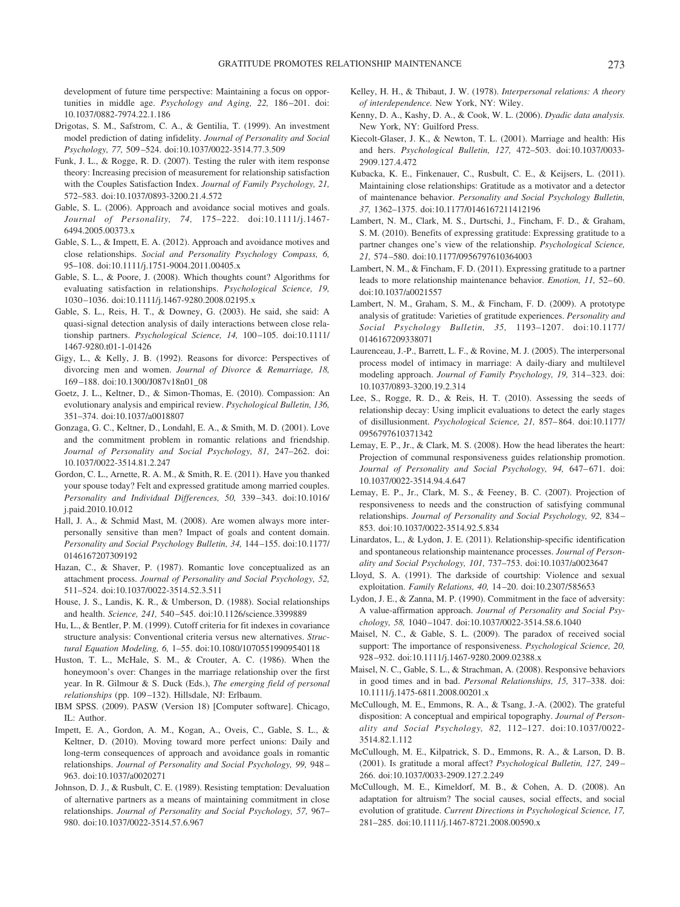development of future time perspective: Maintaining a focus on opportunities in middle age. *Psychology and Aging, 22,* 186–201. doi: 10.1037/0882-7974.22.1.186

Drigotas, S. M., Safstrom, C. A., & Gentilia, T. (1999). An investment model prediction of dating infidelity. *Journal of Personality and Social Psychology, 77,* 509–524. doi:10.1037/0022-3514.77.3.509

Funk, J. L., & Rogge, R. D. (2007). Testing the ruler with item response theory: Increasing precision of measurement for relationship satisfaction with the Couples Satisfaction Index. *Journal of Family Psychology, 21,* 572–583. doi:10.1037/0893-3200.21.4.572

Gable, S. L. (2006). Approach and avoidance social motives and goals. *Journal of Personality, 74,* 175–222. doi:10.1111/j.1467-6494.2005.00373.x

Gable, S. L., & Impett, E. A. (2012). Approach and avoidance motives and close relationships. *Social and Personality Psychology Compass, 6,* 95–108. doi:10.1111/j.1751-9004.2011.00405.x

Gable, S. L., & Poore, J. (2008). Which thoughts count? Algorithms for evaluating satisfaction in relationships. *Psychological Science, 19,* 1030–1036. doi:10.1111/j.1467-9280.2008.02195.x

Gable, S. L., Reis, H. T., & Downey, G. (2003). He said, she said: A quasi-signal detection analysis of daily interactions between close relationship partners. *Psychological Science, 14,* 100–105. doi:10.1111/1467-9280.t01-1-01426

Gigy, L., & Kelly, J. B. (1992). Reasons for divorce: Perspectives of divorcing men and women. *Journal of Divorce & Remarriage, 18,* 169–188. doi:10.1300/J087v18n01_08

Goetz, J. L., Keltner, D., & Simon-Thomas, E. (2010). Compassion: An evolutionary analysis and empirical review. *Psychological Bulletin, 136,* 351–374. doi:10.1037/a0018807

Gonzaga, G. C., Keltner, D., Londahl, E. A., & Smith, M. D. (2001). Love and the commitment problem in romantic relations and friendship. *Journal of Personality and Social Psychology, 81,* 247–262. doi: 10.1037/0022-3514.81.2.247

Gordon, C. L., Arnette, R. A. M., & Smith, R. E. (2011). Have you thanked your spouse today? Felt and expressed gratitude among married couples. *Personality and Individual Differences, 50,* 339–343. doi:10.1016/j.paid.2010.10.012

Hall, J. A., & Schmid Mast, M. (2008). Are women always more interpersonally sensitive than men? Impact of goals and content domain. *Personality and Social Psychology Bulletin, 34,* 144–155. doi:10.1177/0146167207309192

Hazan, C., & Shaver, P. (1987). Romantic love conceptualized as an attachment process. *Journal of Personality and Social Psychology, 52,* 511–524. doi:10.1037/0022-3514.52.3.511

House, J. S., Landis, K. R., & Umberson, D. (1988). Social relationships and health. *Science, 241,* 540–545. doi:10.1126/science.3399889

Hu, L., & Bentler, P. M. (1999). Cutoff criteria for fit indexes in covariance structure analysis: Conventional criteria versus new alternatives. *Structural Equation Modeling, 6,* 1–55. doi:10.1080/10705519909540118

Huston, T. L., McHale, S. M., & Crouter, A. C. (1986). When the honeymoon's over: Changes in the marriage relationship over the first year. In R. Gilmour & S. Duck (Eds.), *The emerging field of personal relationships* (pp. 109–132). Hillsdale, NJ: Erlbaum.

IBM SPSS. (2009). PASW (Version 18) [Computer software]. Chicago, IL: Author.

Impett, E. A., Gordon, A. M., Kogan, A., Oveis, C., Gable, S. L., & Keltner, D. (2010). Moving toward more perfect unions: Daily and long-term consequences of approach and avoidance goals in romantic relationships. *Journal of Personality and Social Psychology, 99,* 948–963. doi:10.1037/a0020271

Johnson, D. J., & Rusbult, C. E. (1989). Resisting temptation: Devaluation of alternative partners as a means of maintaining commitment in close relationships. *Journal of Personality and Social Psychology, 57,* 967–980. doi:10.1037/0022-3514.57.6.967

Kelley, H. H., & Thibaut, J. W. (1978). *Interpersonal relations: A theory of interdependence.* New York, NY: Wiley.

Kenny, D. A., Kashy, D. A., & Cook, W. L. (2006). *Dyadic data analysis.* New York, NY: Guilford Press.

Kiecolt-Glaser, J. K., & Newton, T. L. (2001). Marriage and health: His and hers. *Psychological Bulletin, 127,* 472–503. doi:10.1037/0033-2909.127.4.472

Kubacka, K. E., Finkenauer, C., Rusbult, C. E., & Keijsers, L. (2011). Maintaining close relationships: Gratitude as a motivator and a detector of maintenance behavior. *Personality and Social Psychology Bulletin, 37,* 1362–1375. doi:10.1177/0146167211412196

Lambert, N. M., Clark, M. S., Durtschi, J., Fincham, F. D., & Graham, S. M. (2010). Benefits of expressing gratitude: Expressing gratitude to a partner changes one's view of the relationship. *Psychological Science, 21,* 574–580. doi:10.1177/0956797610364003

Lambert, N. M., & Fincham, F. D. (2011). Expressing gratitude to a partner leads to more relationship maintenance behavior. *Emotion, 11,* 52–60. doi:10.1037/a0021557

Lambert, N. M., Graham, S. M., & Fincham, F. D. (2009). A prototype analysis of gratitude: Varieties of gratitude experiences. *Personality and Social Psychology Bulletin, 35,* 1193–1207. doi:10.1177/0146167209338071

Laurenceau, J.-P., Barrett, L. F., & Rovine, M. J. (2005). The interpersonal process model of intimacy in marriage: A daily-diary and multilevel modeling approach. *Journal of Family Psychology, 19,* 314–323. doi: 10.1037/0893-3200.19.2.314

Lee, S., Rogge, R. D., & Reis, H. T. (2010). Assessing the seeds of relationship decay: Using implicit evaluations to detect the early stages of disillusionment. *Psychological Science, 21,* 857–864. doi:10.1177/0956797610371342

Lemay, E. P., Jr., & Clark, M. S. (2008). How the head liberates the heart: Projection of communal responsiveness guides relationship promotion. *Journal of Personality and Social Psychology, 94,* 647–671. doi: 10.1037/0022-3514.94.4.647

Lemay, E. P., Jr., Clark, M. S., & Feeney, B. C. (2007). Projection of responsiveness to needs and the construction of satisfying communal relationships. *Journal of Personality and Social Psychology, 92,* 834–853. doi:10.1037/0022-3514.92.5.834

Linardatos, L., & Lydon, J. E. (2011). Relationship-specific identification and spontaneous relationship maintenance processes. *Journal of Personality and Social Psychology, 101,* 737–753. doi:10.1037/a0023647

Lloyd, S. A. (1991). The darkside of courtship: Violence and sexual exploitation. *Family Relations, 40,* 14–20. doi:10.2307/585653

Lydon, J. E., & Zanna, M. P. (1990). Commitment in the face of adversity: A value-affirmation approach. *Journal of Personality and Social Psychology, 58,* 1040–1047. doi:10.1037/0022-3514.58.6.1040

Maisel, N. C., & Gable, S. L. (2009). The paradox of received social support: The importance of responsiveness. *Psychological Science, 20,* 928–932. doi:10.1111/j.1467-9280.2009.02388.x

Maisel, N. C., Gable, S. L., & Strachman, A. (2008). Responsive behaviors in good times and in bad. *Personal Relationships, 15,* 317–338. doi: 10.1111/j.1475-6811.2008.00201.x

McCullough, M. E., Emmons, R. A., & Tsang, J.-A. (2002). The grateful disposition: A conceptual and empirical topography. *Journal of Personality and Social Psychology, 82,* 112–127. doi:10.1037/0022-3514.82.1.112

McCullough, M. E., Kilpatrick, S. D., Emmons, R. A., & Larson, D. B. (2001). Is gratitude a moral affect? *Psychological Bulletin, 127,* 249–266. doi:10.1037/0033-2909.127.2.249

McCullough, M. E., Kimeldorf, M. B., & Cohen, A. D. (2008). An adaptation for altruism? The social causes, social effects, and social evolution of gratitude. *Current Directions in Psychological Science, 17,* 281–285. doi:10.1111/j.1467-8721.2008.00590.x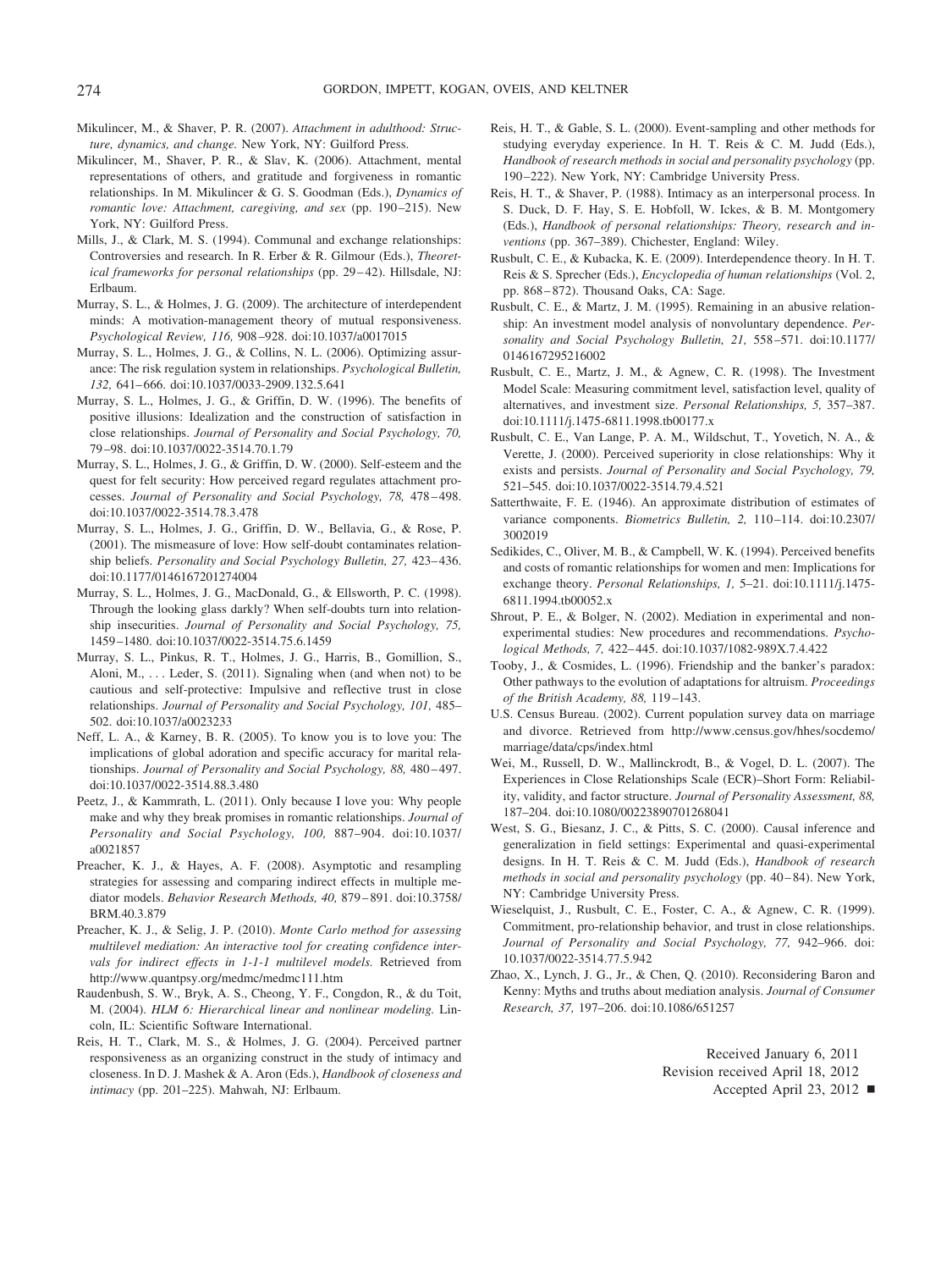Mikulincer, M., & Shaver, P. R. (2007). *Attachment in adulthood: Structure, dynamics, and change.* New York, NY: Guilford Press.

Mikulincer, M., Shaver, P. R., & Slav, K. (2006). Attachment, mental representations of others, and gratitude and forgiveness in romantic relationships. In M. Mikulincer & G. S. Goodman (Eds.), *Dynamics of romantic love: Attachment, caregiving, and sex* (pp. 190–215). New York, NY: Guilford Press.

Mills, J., & Clark, M. S. (1994). Communal and exchange relationships: Controversies and research. In R. Erber & R. Gilmour (Eds.), *Theoretical frameworks for personal relationships* (pp. 29–42). Hillsdale, NJ: Erlbaum.

Murray, S. L., & Holmes, J. G. (2009). The architecture of interdependent minds: A motivation-management theory of mutual responsiveness. *Psychological Review, 116,* 908–928. doi:10.1037/a0017015

Murray, S. L., Holmes, J. G., & Collins, N. L. (2006). Optimizing assurance: The risk regulation system in relationships. *Psychological Bulletin, 132,* 641–666. doi:10.1037/0033-2909.132.5.641

Murray, S. L., Holmes, J. G., & Griffin, D. W. (1996). The benefits of positive illusions: Idealization and the construction of satisfaction in close relationships. *Journal of Personality and Social Psychology, 70,* 79–98. doi:10.1037/0022-3514.70.1.79

Murray, S. L., Holmes, J. G., & Griffin, D. W. (2000). Self-esteem and the quest for felt security: How perceived regard regulates attachment processes. *Journal of Personality and Social Psychology, 78,* 478–498. doi:10.1037/0022-3514.78.3.478

Murray, S. L., Holmes, J. G., Griffin, D. W., Bellavia, G., & Rose, P. (2001). The mismeasure of love: How self-doubt contaminates relationship beliefs. *Personality and Social Psychology Bulletin, 27,* 423–436. doi:10.1177/0146167201274004

Murray, S. L., Holmes, J. G., MacDonald, G., & Ellsworth, P. C. (1998). Through the looking glass darkly? When self-doubts turn into relationship insecurities. *Journal of Personality and Social Psychology, 75,* 1459–1480. doi:10.1037/0022-3514.75.6.1459

Murray, S. L., Pinkus, R. T., Holmes, J. G., Harris, B., Gomillion, S., Aloni, M., . . . Leder, S. (2011). Signaling when (and when not) to be cautious and self-protective: Impulsive and reflective trust in close relationships. *Journal of Personality and Social Psychology, 101,* 485–502. doi:10.1037/a0023233

Neff, L. A., & Karney, B. R. (2005). To know you is to love you: The implications of global adoration and specific accuracy for marital relationships. *Journal of Personality and Social Psychology, 88,* 480–497. doi:10.1037/0022-3514.88.3.480

Peetz, J., & Kammrath, L. (2011). Only because I love you: Why people make and why they break promises in romantic relationships. *Journal of Personality and Social Psychology, 100,* 887–904. doi:10.1037/a0021857

Preacher, K. J., & Hayes, A. F. (2008). Asymptotic and resampling strategies for assessing and comparing indirect effects in multiple mediator models. *Behavior Research Methods, 40,* 879–891. doi:10.3758/BRM.40.3.879

Preacher, K. J., & Selig, J. P. (2010). *Monte Carlo method for assessing multilevel mediation: An interactive tool for creating confidence intervals for indirect effects in 1-1-1 multilevel models.* Retrieved from http://www.quantpsy.org/medmc/medmc111.htm

Raudenbush, S. W., Bryk, A. S., Cheong, Y. F., Congdon, R., & du Toit, M. (2004). *HLM 6: Hierarchical linear and nonlinear modeling.* Lincoln, IL: Scientific Software International.

Reis, H. T., Clark, M. S., & Holmes, J. G. (2004). Perceived partner responsiveness as an organizing construct in the study of intimacy and closeness. In D. J. Mashek & A. Aron (Eds.), *Handbook of closeness and intimacy* (pp. 201–225). Mahwah, NJ: Erlbaum.

Reis, H. T., & Gable, S. L. (2000). Event-sampling and other methods for studying everyday experience. In H. T. Reis & C. M. Judd (Eds.), *Handbook of research methods in social and personality psychology* (pp. 190–222). New York, NY: Cambridge University Press.

Reis, H. T., & Shaver, P. (1988). Intimacy as an interpersonal process. In S. Duck, D. F. Hay, S. E. Hobfoll, W. Ickes, & B. M. Montgomery (Eds.), *Handbook of personal relationships: Theory, research and interventions* (pp. 367–389). Chichester, England: Wiley.

Rusbult, C. E., & Kubacka, K. E. (2009). Interdependence theory. In H. T. Reis & S. Sprecher (Eds.), *Encyclopedia of human relationships* (Vol. 2, pp. 868–872). Thousand Oaks, CA: Sage.

Rusbult, C. E., & Martz, J. M. (1995). Remaining in an abusive relationship: An investment model analysis of nonvoluntary dependence. *Personality and Social Psychology Bulletin, 21,* 558–571. doi:10.1177/0146167295216002

Rusbult, C. E., Martz, J. M., & Agnew, C. R. (1998). The Investment Model Scale: Measuring commitment level, satisfaction level, quality of alternatives, and investment size. *Personal Relationships, 5,* 357–387. doi:10.1111/j.1475-6811.1998.tb00177.x

Rusbult, C. E., Van Lange, P. A. M., Wildschut, T., Yovetich, N. A., & Verette, J. (2000). Perceived superiority in close relationships: Why it exists and persists. *Journal of Personality and Social Psychology, 79,* 521–545. doi:10.1037/0022-3514.79.4.521

Satterthwaite, F. E. (1946). An approximate distribution of estimates of variance components. *Biometrics Bulletin, 2,* 110–114. doi:10.2307/3002019

Sedikides, C., Oliver, M. B., & Campbell, W. K. (1994). Perceived benefits and costs of romantic relationships for women and men: Implications for exchange theory. *Personal Relationships, 1,* 5–21. doi:10.1111/j.1475-6811.1994.tb00052.x

Shrout, P. E., & Bolger, N. (2002). Mediation in experimental and nonexperimental studies: New procedures and recommendations. *Psychological Methods, 7,* 422–445. doi:10.1037/1082-989X.7.4.422

Tooby, J., & Cosmides, L. (1996). Friendship and the banker's paradox: Other pathways to the evolution of adaptations for altruism. *Proceedings of the British Academy, 88,* 119–143.

U.S. Census Bureau. (2002). Current population survey data on marriage and divorce. Retrieved from http://www.census.gov/hhes/socdemo/marriage/data/cps/index.html

Wei, M., Russell, D. W., Mallinckrodt, B., & Vogel, D. L. (2007). The Experiences in Close Relationships Scale (ECR)–Short Form: Reliability, validity, and factor structure. *Journal of Personality Assessment, 88,* 187–204. doi:10.1080/00223890701268041

West, S. G., Biesanz, J. C., & Pitts, S. C. (2000). Causal inference and generalization in field settings: Experimental and quasi-experimental designs. In H. T. Reis & C. M. Judd (Eds.), *Handbook of research methods in social and personality psychology* (pp. 40–84). New York, NY: Cambridge University Press.

Wieselquist, J., Rusbult, C. E., Foster, C. A., & Agnew, C. R. (1999). Commitment, pro-relationship behavior, and trust in close relationships. *Journal of Personality and Social Psychology, 77,* 942–966. doi:10.1037/0022-3514.77.5.942

Zhao, X., Lynch, J. G., Jr., & Chen, Q. (2010). Reconsidering Baron and Kenny: Myths and truths about mediation analysis. *Journal of Consumer Research, 37,* 197–206. doi:10.1086/651257

Received January 6, 2011
Revision received April 18, 2012
Accepted April 23, 2012 ■